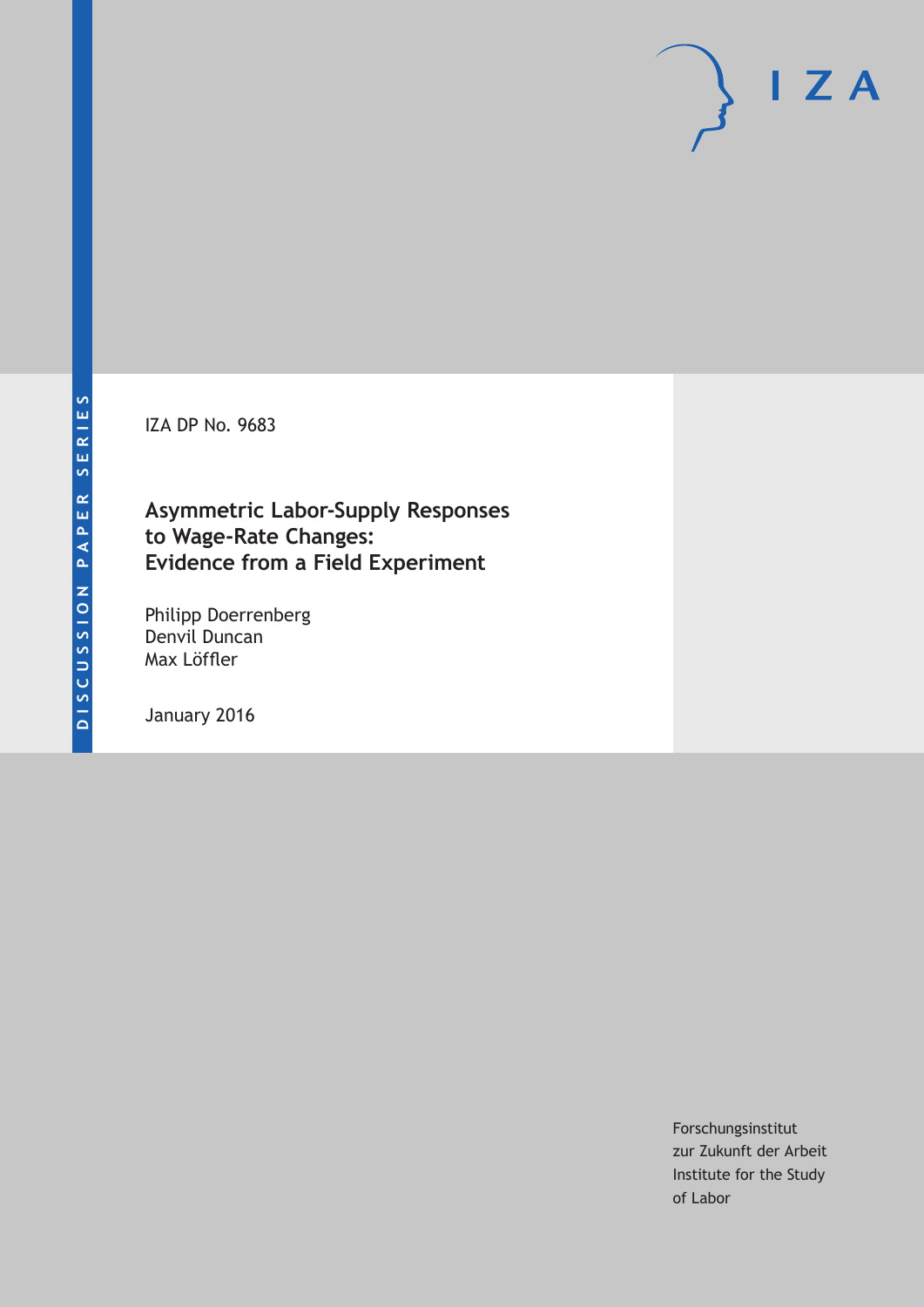IZA DP No. 9683

# Asymmetric Labor-Supply Responses to Wage-Rate Changes: Evidence from a Field Experiment

Philipp Doerrenberg
Denvil Duncan
Max Löffler

January 2016

Forschungsinstitut
zur Zukunft der Arbeit
Institute for the Study
of Labor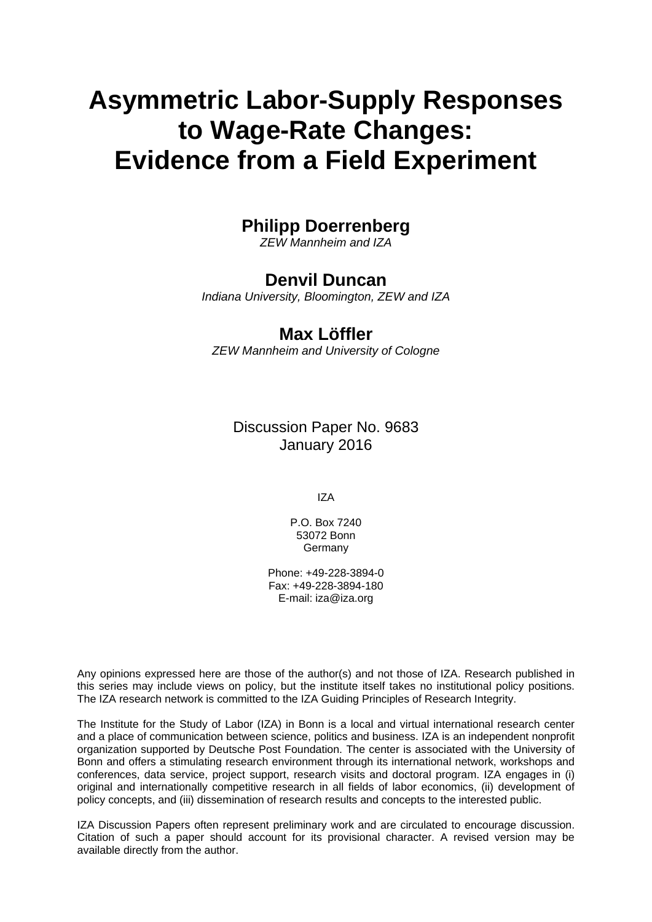# Asymmetric Labor-Supply Responses to Wage-Rate Changes: Evidence from a Field Experiment

**Philipp Doerrenberg**
*ZEW Mannheim and IZA*

**Denvil Duncan**
*Indiana University, Bloomington, ZEW and IZA*

**Max Löffler**
*ZEW Mannheim and University of Cologne*

Discussion Paper No. 9683
January 2016

IZA

P.O. Box 7240
53072 Bonn
Germany

Phone: +49-228-3894-0
Fax: +49-228-3894-180
E-mail: iza@iza.org

Any opinions expressed here are those of the author(s) and not those of IZA. Research published in this series may include views on policy, but the institute itself takes no institutional policy positions. The IZA research network is committed to the IZA Guiding Principles of Research Integrity.

The Institute for the Study of Labor (IZA) in Bonn is a local and virtual international research center and a place of communication between science, politics and business. IZA is an independent nonprofit organization supported by Deutsche Post Foundation. The center is associated with the University of Bonn and offers a stimulating research environment through its international network, workshops and conferences, data service, project support, research visits and doctoral program. IZA engages in (i) original and internationally competitive research in all fields of labor economics, (ii) development of policy concepts, and (iii) dissemination of research results and concepts to the interested public.

IZA Discussion Papers often represent preliminary work and are circulated to encourage discussion. Citation of such a paper should account for its provisional character. A revised version may be available directly from the author.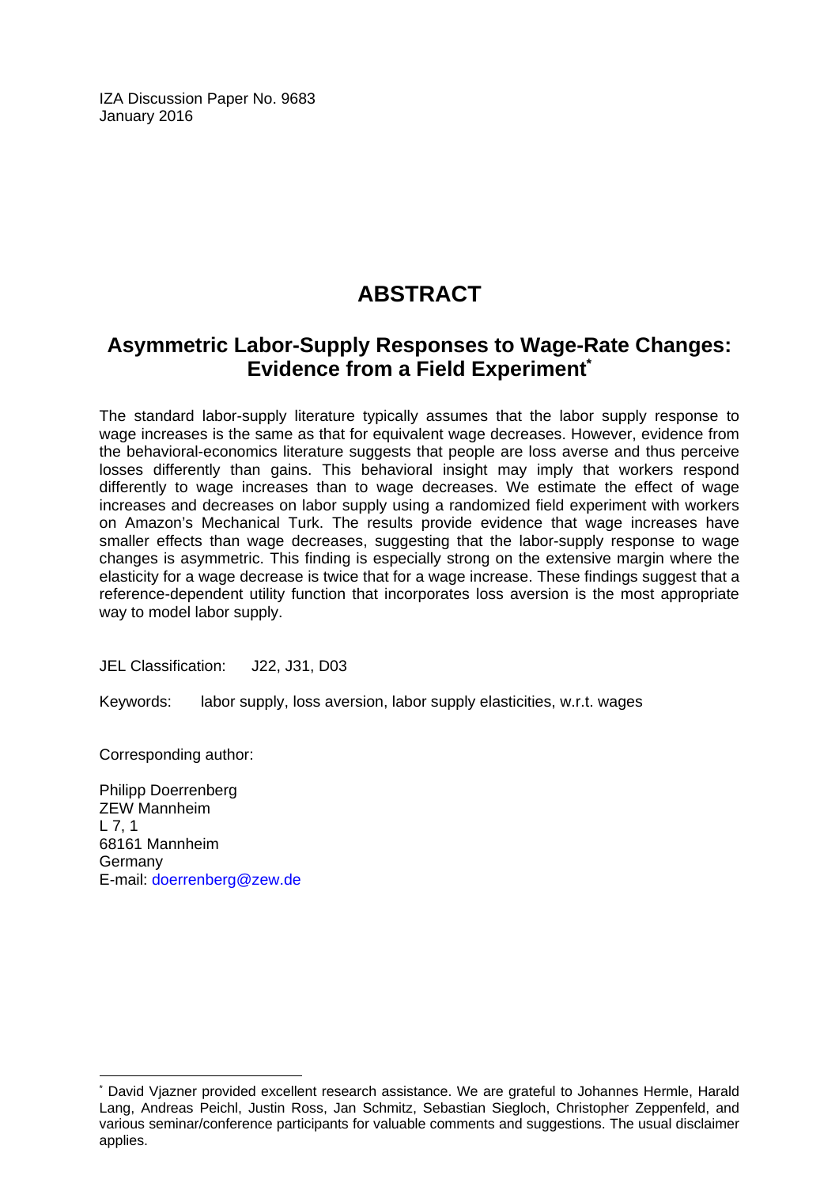IZA Discussion Paper No. 9683
January 2016

# ABSTRACT

## Asymmetric Labor-Supply Responses to Wage-Rate Changes: Evidence from a Field Experiment[*]

The standard labor-supply literature typically assumes that the labor supply response to wage increases is the same as that for equivalent wage decreases. However, evidence from the behavioral-economics literature suggests that people are loss averse and thus perceive losses differently than gains. This behavioral insight may imply that workers respond differently to wage increases than to wage decreases. We estimate the effect of wage increases and decreases on labor supply using a randomized field experiment with workers on Amazon's Mechanical Turk. The results provide evidence that wage increases have smaller effects than wage decreases, suggesting that the labor-supply response to wage changes is asymmetric. This finding is especially strong on the extensive margin where the elasticity for a wage decrease is twice that for a wage increase. These findings suggest that a reference-dependent utility function that incorporates loss aversion is the most appropriate way to model labor supply.

JEL Classification: J22, J31, D03

Keywords: labor supply, loss aversion, labor supply elasticities, w.r.t. wages

Corresponding author:

Philipp Doerrenberg
ZEW Mannheim
L 7, 1
68161 Mannheim
Germany
E-mail: doerrenberg@zew.de

---

[*] David Vjazner provided excellent research assistance. We are grateful to Johannes Hermle, Harald Lang, Andreas Peichl, Justin Ross, Jan Schmitz, Sebastian Siegloch, Christopher Zeppenfeld, and various seminar/conference participants for valuable comments and suggestions. The usual disclaimer applies.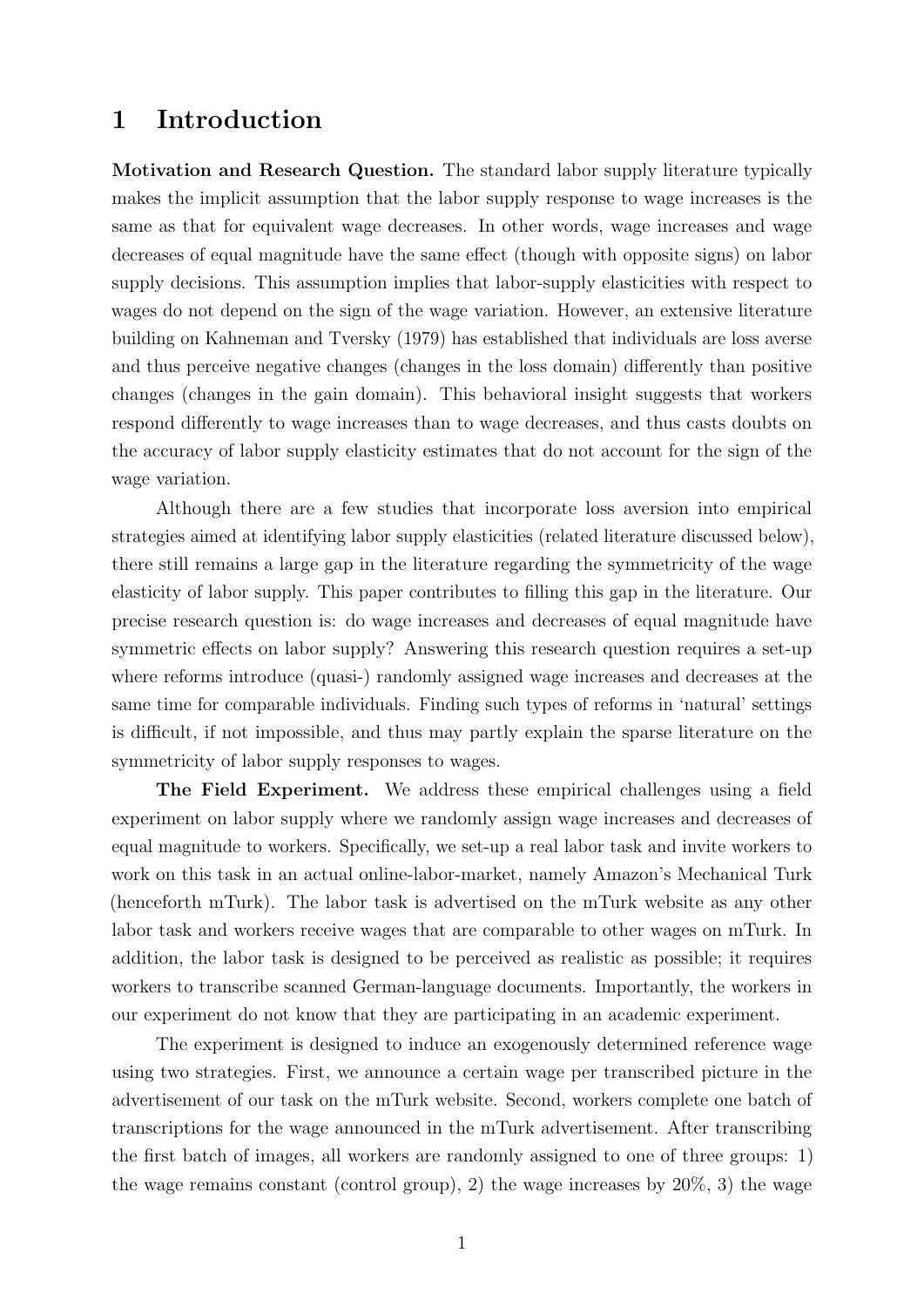# 1 Introduction

**Motivation and Research Question.** The standard labor supply literature typically makes the implicit assumption that the labor supply response to wage increases is the same as that for equivalent wage decreases. In other words, wage increases and wage decreases of equal magnitude have the same effect (though with opposite signs) on labor supply decisions. This assumption implies that labor-supply elasticities with respect to wages do not depend on the sign of the wage variation. However, an extensive literature building on Kahneman and Tversky (1979) has established that individuals are loss averse and thus perceive negative changes (changes in the loss domain) differently than positive changes (changes in the gain domain). This behavioral insight suggests that workers respond differently to wage increases than to wage decreases, and thus casts doubts on the accuracy of labor supply elasticity estimates that do not account for the sign of the wage variation.

Although there are a few studies that incorporate loss aversion into empirical strategies aimed at identifying labor supply elasticities (related literature discussed below), there still remains a large gap in the literature regarding the symmetricity of the wage elasticity of labor supply. This paper contributes to filling this gap in the literature. Our precise research question is: do wage increases and decreases of equal magnitude have symmetric effects on labor supply? Answering this research question requires a set-up where reforms introduce (quasi-) randomly assigned wage increases and decreases at the same time for comparable individuals. Finding such types of reforms in 'natural' settings is difficult, if not impossible, and thus may partly explain the sparse literature on the symmetricity of labor supply responses to wages.

**The Field Experiment.** We address these empirical challenges using a field experiment on labor supply where we randomly assign wage increases and decreases of equal magnitude to workers. Specifically, we set-up a real labor task and invite workers to work on this task in an actual online-labor-market, namely Amazon's Mechanical Turk (henceforth mTurk). The labor task is advertised on the mTurk website as any other labor task and workers receive wages that are comparable to other wages on mTurk. In addition, the labor task is designed to be perceived as realistic as possible; it requires workers to transcribe scanned German-language documents. Importantly, the workers in our experiment do not know that they are participating in an academic experiment.

The experiment is designed to induce an exogenously determined reference wage using two strategies. First, we announce a certain wage per transcribed picture in the advertisement of our task on the mTurk website. Second, workers complete one batch of transcriptions for the wage announced in the mTurk advertisement. After transcribing the first batch of images, all workers are randomly assigned to one of three groups: 1) the wage remains constant (control group), 2) the wage increases by 20%, 3) the wage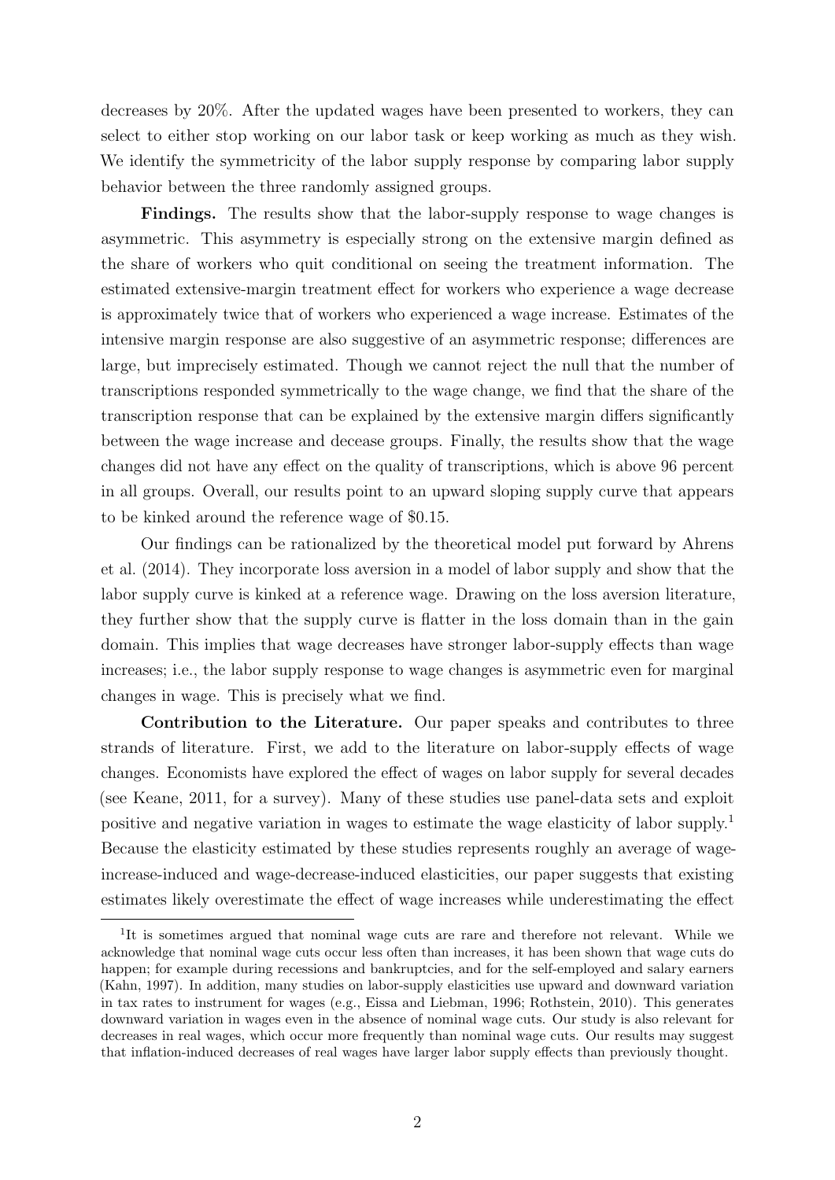decreases by 20%. After the updated wages have been presented to workers, they can select to either stop working on our labor task or keep working as much as they wish. We identify the symmetricity of the labor supply response by comparing labor supply behavior between the three randomly assigned groups.

**Findings.** The results show that the labor-supply response to wage changes is asymmetric. This asymmetry is especially strong on the extensive margin defined as the share of workers who quit conditional on seeing the treatment information. The estimated extensive-margin treatment effect for workers who experience a wage decrease is approximately twice that of workers who experienced a wage increase. Estimates of the intensive margin response are also suggestive of an asymmetric response; differences are large, but imprecisely estimated. Though we cannot reject the null that the number of transcriptions responded symmetrically to the wage change, we find that the share of the transcription response that can be explained by the extensive margin differs significantly between the wage increase and decease groups. Finally, the results show that the wage changes did not have any effect on the quality of transcriptions, which is above 96 percent in all groups. Overall, our results point to an upward sloping supply curve that appears to be kinked around the reference wage of \$0.15.

Our findings can be rationalized by the theoretical model put forward by Ahrens et al. (2014). They incorporate loss aversion in a model of labor supply and show that the labor supply curve is kinked at a reference wage. Drawing on the loss aversion literature, they further show that the supply curve is flatter in the loss domain than in the gain domain. This implies that wage decreases have stronger labor-supply effects than wage increases; i.e., the labor supply response to wage changes is asymmetric even for marginal changes in wage. This is precisely what we find.

**Contribution to the Literature.** Our paper speaks and contributes to three strands of literature. First, we add to the literature on labor-supply effects of wage changes. Economists have explored the effect of wages on labor supply for several decades (see Keane, 2011, for a survey). Many of these studies use panel-data sets and exploit positive and negative variation in wages to estimate the wage elasticity of labor supply.[1] Because the elasticity estimated by these studies represents roughly an average of wage-increase-induced and wage-decrease-induced elasticities, our paper suggests that existing estimates likely overestimate the effect of wage increases while underestimating the effect

[1] It is sometimes argued that nominal wage cuts are rare and therefore not relevant. While we acknowledge that nominal wage cuts occur less often than increases, it has been shown that wage cuts do happen; for example during recessions and bankruptcies, and for the self-employed and salary earners (Kahn, 1997). In addition, many studies on labor-supply elasticities use upward and downward variation in tax rates to instrument for wages (e.g., Eissa and Liebman, 1996; Rothstein, 2010). This generates downward variation in wages even in the absence of nominal wage cuts. Our study is also relevant for decreases in real wages, which occur more frequently than nominal wage cuts. Our results may suggest that inflation-induced decreases of real wages have larger labor supply effects than previously thought.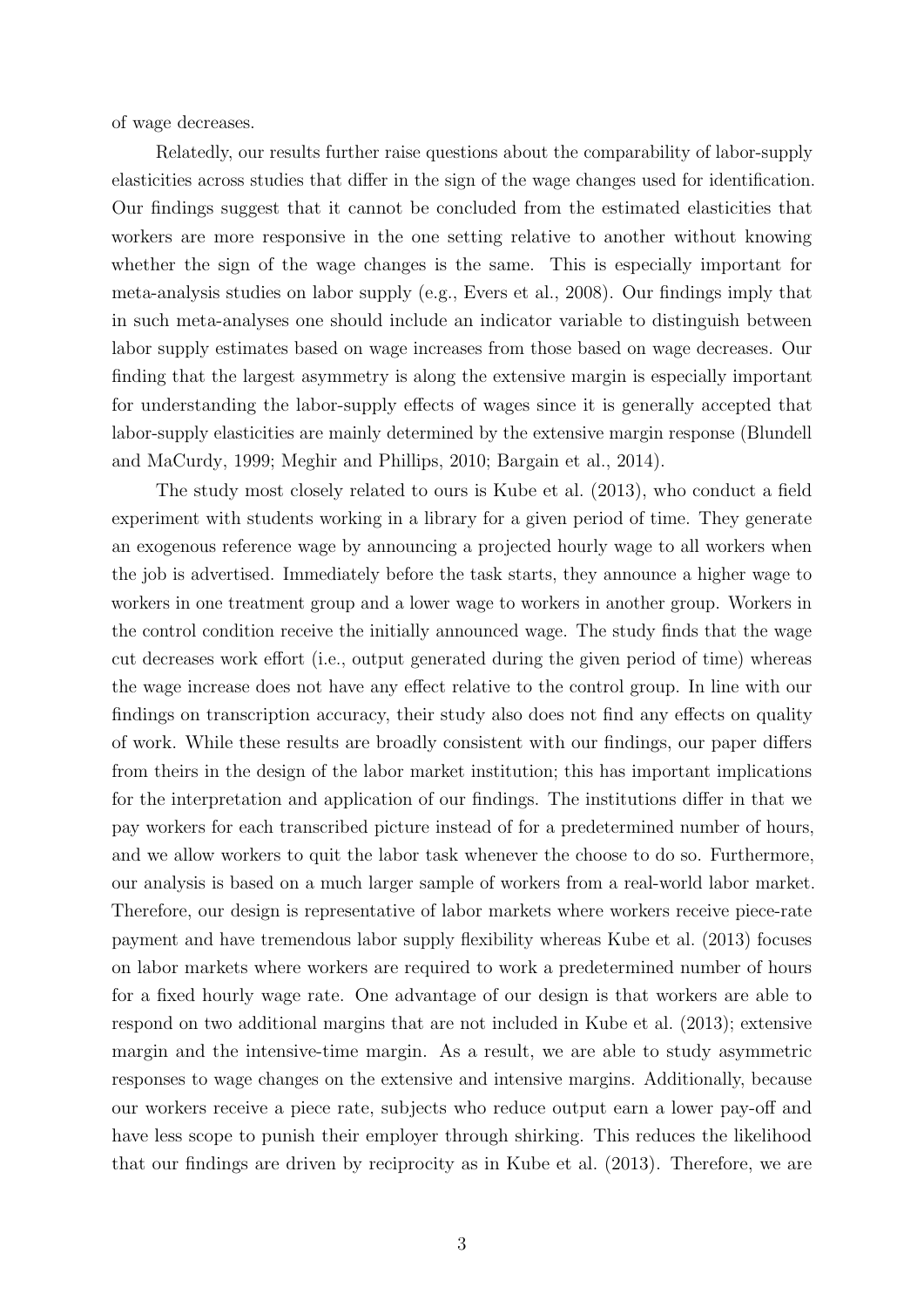of wage decreases.

Relatedly, our results further raise questions about the comparability of labor-supply elasticities across studies that differ in the sign of the wage changes used for identification. Our findings suggest that it cannot be concluded from the estimated elasticities that workers are more responsive in the one setting relative to another without knowing whether the sign of the wage changes is the same. This is especially important for meta-analysis studies on labor supply (e.g., Evers et al., 2008). Our findings imply that in such meta-analyses one should include an indicator variable to distinguish between labor supply estimates based on wage increases from those based on wage decreases. Our finding that the largest asymmetry is along the extensive margin is especially important for understanding the labor-supply effects of wages since it is generally accepted that labor-supply elasticities are mainly determined by the extensive margin response (Blundell and MaCurdy, 1999; Meghir and Phillips, 2010; Bargain et al., 2014).

The study most closely related to ours is Kube et al. (2013), who conduct a field experiment with students working in a library for a given period of time. They generate an exogenous reference wage by announcing a projected hourly wage to all workers when the job is advertised. Immediately before the task starts, they announce a higher wage to workers in one treatment group and a lower wage to workers in another group. Workers in the control condition receive the initially announced wage. The study finds that the wage cut decreases work effort (i.e., output generated during the given period of time) whereas the wage increase does not have any effect relative to the control group. In line with our findings on transcription accuracy, their study also does not find any effects on quality of work. While these results are broadly consistent with our findings, our paper differs from theirs in the design of the labor market institution; this has important implications for the interpretation and application of our findings. The institutions differ in that we pay workers for each transcribed picture instead of for a predetermined number of hours, and we allow workers to quit the labor task whenever the choose to do so. Furthermore, our analysis is based on a much larger sample of workers from a real-world labor market. Therefore, our design is representative of labor markets where workers receive piece-rate payment and have tremendous labor supply flexibility whereas Kube et al. (2013) focuses on labor markets where workers are required to work a predetermined number of hours for a fixed hourly wage rate. One advantage of our design is that workers are able to respond on two additional margins that are not included in Kube et al. (2013); extensive margin and the intensive-time margin. As a result, we are able to study asymmetric responses to wage changes on the extensive and intensive margins. Additionally, because our workers receive a piece rate, subjects who reduce output earn a lower pay-off and have less scope to punish their employer through shirking. This reduces the likelihood that our findings are driven by reciprocity as in Kube et al. (2013). Therefore, we are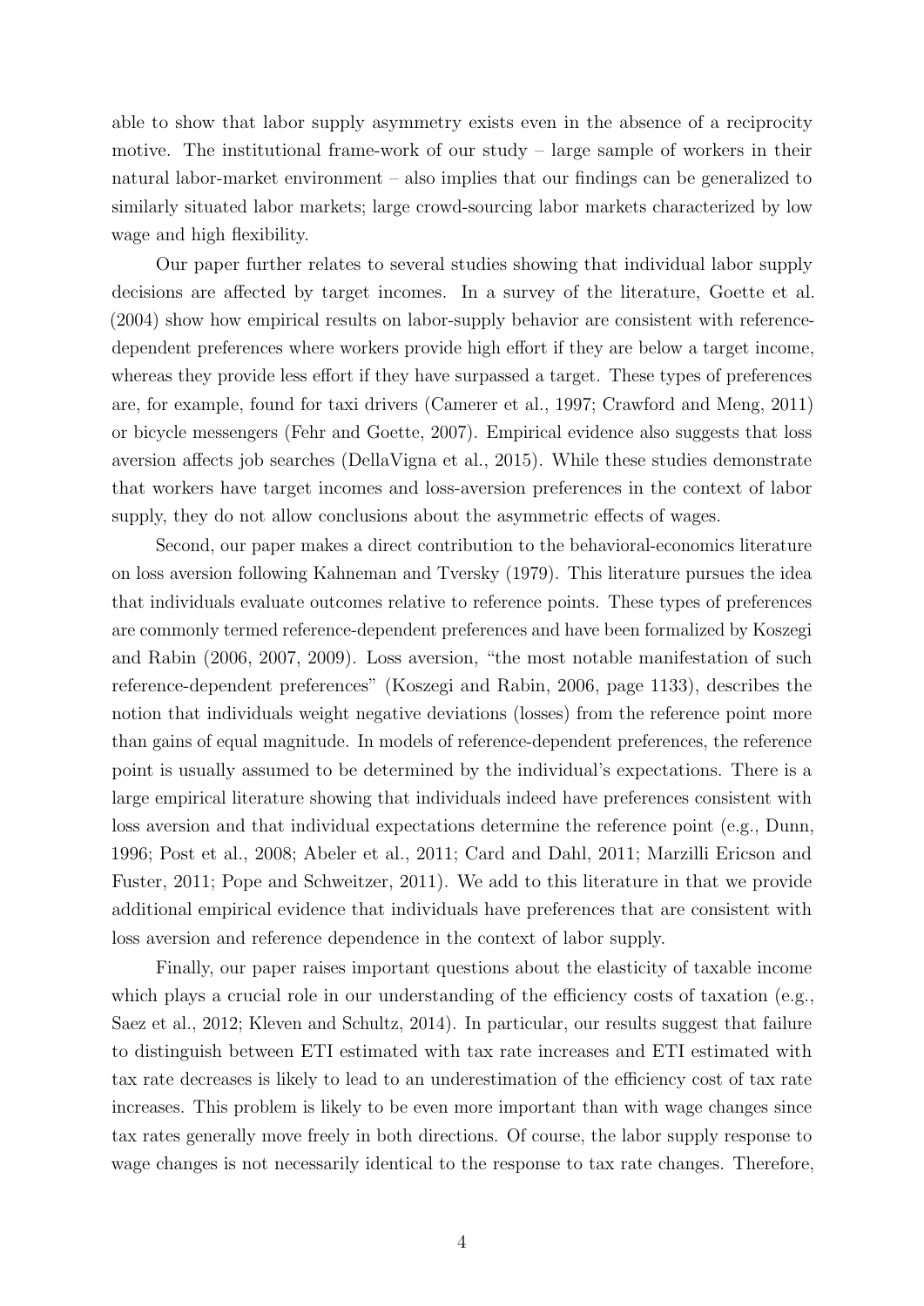able to show that labor supply asymmetry exists even in the absence of a reciprocity motive. The institutional frame-work of our study – large sample of workers in their natural labor-market environment – also implies that our findings can be generalized to similarly situated labor markets; large crowd-sourcing labor markets characterized by low wage and high flexibility.

Our paper further relates to several studies showing that individual labor supply decisions are affected by target incomes. In a survey of the literature, Goette et al. (2004) show how empirical results on labor-supply behavior are consistent with reference-dependent preferences where workers provide high effort if they are below a target income, whereas they provide less effort if they have surpassed a target. These types of preferences are, for example, found for taxi drivers (Camerer et al., 1997; Crawford and Meng, 2011) or bicycle messengers (Fehr and Goette, 2007). Empirical evidence also suggests that loss aversion affects job searches (DellaVigna et al., 2015). While these studies demonstrate that workers have target incomes and loss-aversion preferences in the context of labor supply, they do not allow conclusions about the asymmetric effects of wages.

Second, our paper makes a direct contribution to the behavioral-economics literature on loss aversion following Kahneman and Tversky (1979). This literature pursues the idea that individuals evaluate outcomes relative to reference points. These types of preferences are commonly termed reference-dependent preferences and have been formalized by Koszegi and Rabin (2006, 2007, 2009). Loss aversion, "the most notable manifestation of such reference-dependent preferences" (Koszegi and Rabin, 2006, page 1133), describes the notion that individuals weight negative deviations (losses) from the reference point more than gains of equal magnitude. In models of reference-dependent preferences, the reference point is usually assumed to be determined by the individual's expectations. There is a large empirical literature showing that individuals indeed have preferences consistent with loss aversion and that individual expectations determine the reference point (e.g., Dunn, 1996; Post et al., 2008; Abeler et al., 2011; Card and Dahl, 2011; Marzilli Ericson and Fuster, 2011; Pope and Schweitzer, 2011). We add to this literature in that we provide additional empirical evidence that individuals have preferences that are consistent with loss aversion and reference dependence in the context of labor supply.

Finally, our paper raises important questions about the elasticity of taxable income which plays a crucial role in our understanding of the efficiency costs of taxation (e.g., Saez et al., 2012; Kleven and Schultz, 2014). In particular, our results suggest that failure to distinguish between ETI estimated with tax rate increases and ETI estimated with tax rate decreases is likely to lead to an underestimation of the efficiency cost of tax rate increases. This problem is likely to be even more important than with wage changes since tax rates generally move freely in both directions. Of course, the labor supply response to wage changes is not necessarily identical to the response to tax rate changes. Therefore,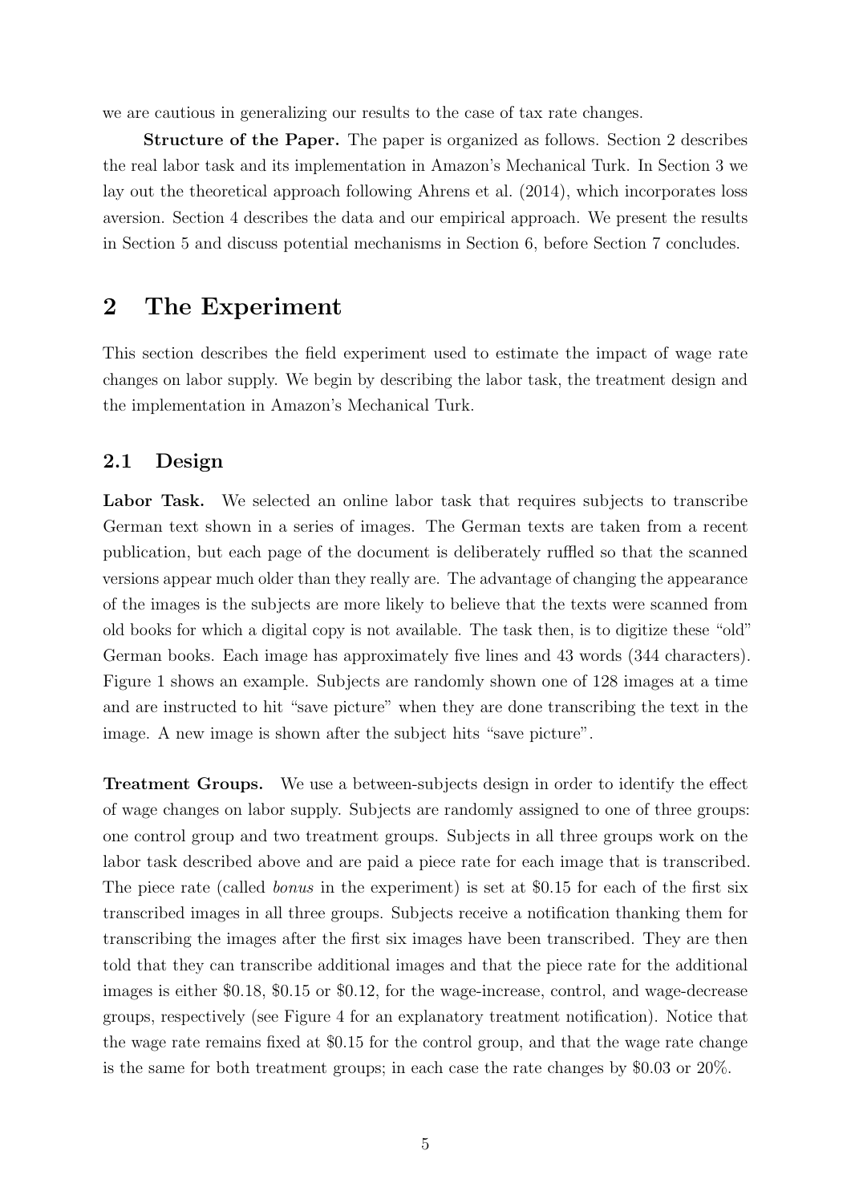we are cautious in generalizing our results to the case of tax rate changes.

**Structure of the Paper.** The paper is organized as follows. Section 2 describes the real labor task and its implementation in Amazon's Mechanical Turk. In Section 3 we lay out the theoretical approach following Ahrens et al. (2014), which incorporates loss aversion. Section 4 describes the data and our empirical approach. We present the results in Section 5 and discuss potential mechanisms in Section 6, before Section 7 concludes.

# 2 The Experiment

This section describes the field experiment used to estimate the impact of wage rate changes on labor supply. We begin by describing the labor task, the treatment design and the implementation in Amazon's Mechanical Turk.

## 2.1 Design

**Labor Task.** We selected an online labor task that requires subjects to transcribe German text shown in a series of images. The German texts are taken from a recent publication, but each page of the document is deliberately ruffled so that the scanned versions appear much older than they really are. The advantage of changing the appearance of the images is the subjects are more likely to believe that the texts were scanned from old books for which a digital copy is not available. The task then, is to digitize these "old" German books. Each image has approximately five lines and 43 words (344 characters). Figure 1 shows an example. Subjects are randomly shown one of 128 images at a time and are instructed to hit "save picture" when they are done transcribing the text in the image. A new image is shown after the subject hits "save picture".

**Treatment Groups.** We use a between-subjects design in order to identify the effect of wage changes on labor supply. Subjects are randomly assigned to one of three groups: one control group and two treatment groups. Subjects in all three groups work on the labor task described above and are paid a piece rate for each image that is transcribed. The piece rate (called *bonus* in the experiment) is set at \$0.15 for each of the first six transcribed images in all three groups. Subjects receive a notification thanking them for transcribing the images after the first six images have been transcribed. They are then told that they can transcribe additional images and that the piece rate for the additional images is either \$0.18, \$0.15 or \$0.12, for the wage-increase, control, and wage-decrease groups, respectively (see Figure 4 for an explanatory treatment notification). Notice that the wage rate remains fixed at \$0.15 for the control group, and that the wage rate change is the same for both treatment groups; in each case the rate changes by \$0.03 or 20%.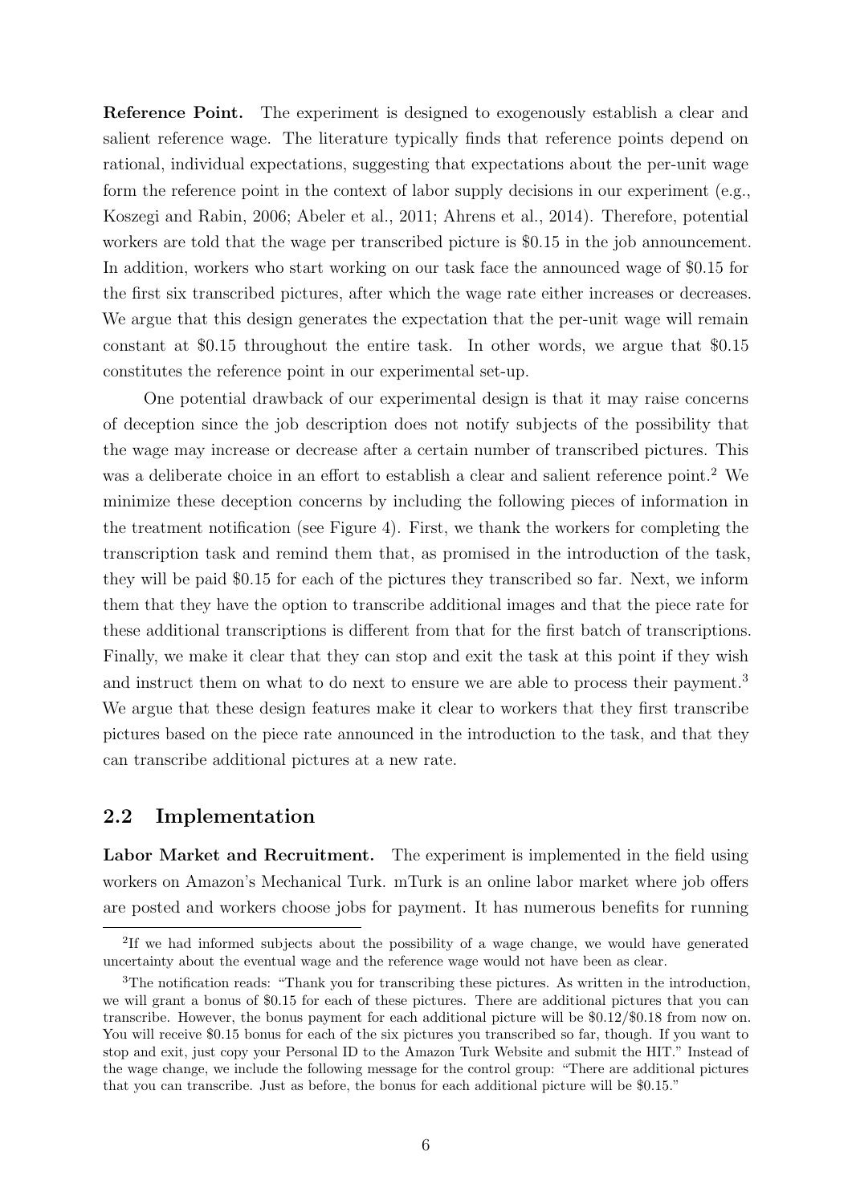**Reference Point.** The experiment is designed to exogenously establish a clear and salient reference wage. The literature typically finds that reference points depend on rational, individual expectations, suggesting that expectations about the per-unit wage form the reference point in the context of labor supply decisions in our experiment (e.g., Koszegi and Rabin, 2006; Abeler et al., 2011; Ahrens et al., 2014). Therefore, potential workers are told that the wage per transcribed picture is $0.15 in the job announcement. In addition, workers who start working on our task face the announced wage of $0.15 for the first six transcribed pictures, after which the wage rate either increases or decreases. We argue that this design generates the expectation that the per-unit wage will remain constant at $0.15 throughout the entire task. In other words, we argue that $0.15 constitutes the reference point in our experimental set-up.

One potential drawback of our experimental design is that it may raise concerns of deception since the job description does not notify subjects of the possibility that the wage may increase or decrease after a certain number of transcribed pictures. This was a deliberate choice in an effort to establish a clear and salient reference point.[2] We minimize these deception concerns by including the following pieces of information in the treatment notification (see Figure 4). First, we thank the workers for completing the transcription task and remind them that, as promised in the introduction of the task, they will be paid $0.15 for each of the pictures they transcribed so far. Next, we inform them that they have the option to transcribe additional images and that the piece rate for these additional transcriptions is different from that for the first batch of transcriptions. Finally, we make it clear that they can stop and exit the task at this point if they wish and instruct them on what to do next to ensure we are able to process their payment.[3] We argue that these design features make it clear to workers that they first transcribe pictures based on the piece rate announced in the introduction to the task, and that they can transcribe additional pictures at a new rate.

## 2.2 Implementation

**Labor Market and Recruitment.** The experiment is implemented in the field using workers on Amazon's Mechanical Turk. mTurk is an online labor market where job offers are posted and workers choose jobs for payment. It has numerous benefits for running

[2]If we had informed subjects about the possibility of a wage change, we would have generated uncertainty about the eventual wage and the reference wage would not have been as clear.

[3]The notification reads: "Thank you for transcribing these pictures. As written in the introduction, we will grant a bonus of $0.15 for each of these pictures. There are additional pictures that you can transcribe. However, the bonus payment for each additional picture will be $0.12/$0.18 from now on. You will receive $0.15 bonus for each of the six pictures you transcribed so far, though. If you want to stop and exit, just copy your Personal ID to the Amazon Turk Website and submit the HIT." Instead of the wage change, we include the following message for the control group: "There are additional pictures that you can transcribe. Just as before, the bonus for each additional picture will be $0.15."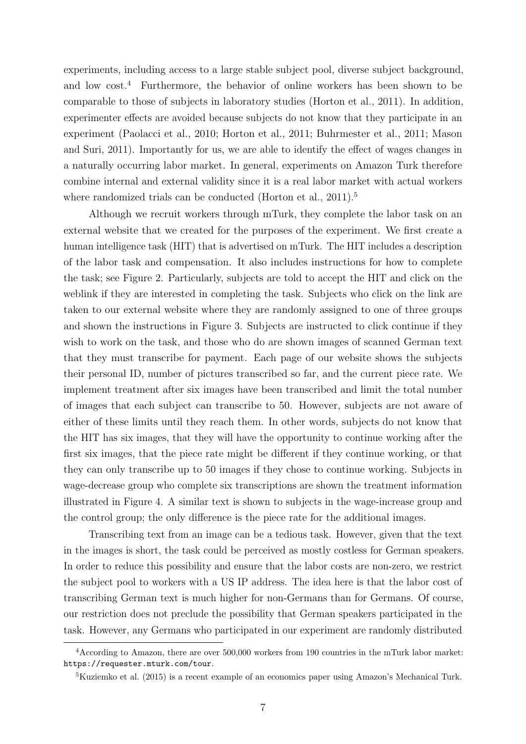experiments, including access to a large stable subject pool, diverse subject background, and low cost.[4] Furthermore, the behavior of online workers has been shown to be comparable to those of subjects in laboratory studies (Horton et al., 2011). In addition, experimenter effects are avoided because subjects do not know that they participate in an experiment (Paolacci et al., 2010; Horton et al., 2011; Buhrmester et al., 2011; Mason and Suri, 2011). Importantly for us, we are able to identify the effect of wages changes in a naturally occurring labor market. In general, experiments on Amazon Turk therefore combine internal and external validity since it is a real labor market with actual workers where randomized trials can be conducted (Horton et al., 2011).[5]

Although we recruit workers through mTurk, they complete the labor task on an external website that we created for the purposes of the experiment. We first create a human intelligence task (HIT) that is advertised on mTurk. The HIT includes a description of the labor task and compensation. It also includes instructions for how to complete the task; see Figure 2. Particularly, subjects are told to accept the HIT and click on the weblink if they are interested in completing the task. Subjects who click on the link are taken to our external website where they are randomly assigned to one of three groups and shown the instructions in Figure 3. Subjects are instructed to click continue if they wish to work on the task, and those who do are shown images of scanned German text that they must transcribe for payment. Each page of our website shows the subjects their personal ID, number of pictures transcribed so far, and the current piece rate. We implement treatment after six images have been transcribed and limit the total number of images that each subject can transcribe to 50. However, subjects are not aware of either of these limits until they reach them. In other words, subjects do not know that the HIT has six images, that they will have the opportunity to continue working after the first six images, that the piece rate might be different if they continue working, or that they can only transcribe up to 50 images if they chose to continue working. Subjects in wage-decrease group who complete six transcriptions are shown the treatment information illustrated in Figure 4. A similar text is shown to subjects in the wage-increase group and the control group; the only difference is the piece rate for the additional images.

Transcribing text from an image can be a tedious task. However, given that the text in the images is short, the task could be perceived as mostly costless for German speakers. In order to reduce this possibility and ensure that the labor costs are non-zero, we restrict the subject pool to workers with a US IP address. The idea here is that the labor cost of transcribing German text is much higher for non-Germans than for Germans. Of course, our restriction does not preclude the possibility that German speakers participated in the task. However, any Germans who participated in our experiment are randomly distributed

[4] According to Amazon, there are over 500,000 workers from 190 countries in the mTurk labor market: https://requester.mturk.com/tour.

[5] Kuziemko et al. (2015) is a recent example of an economics paper using Amazon's Mechanical Turk.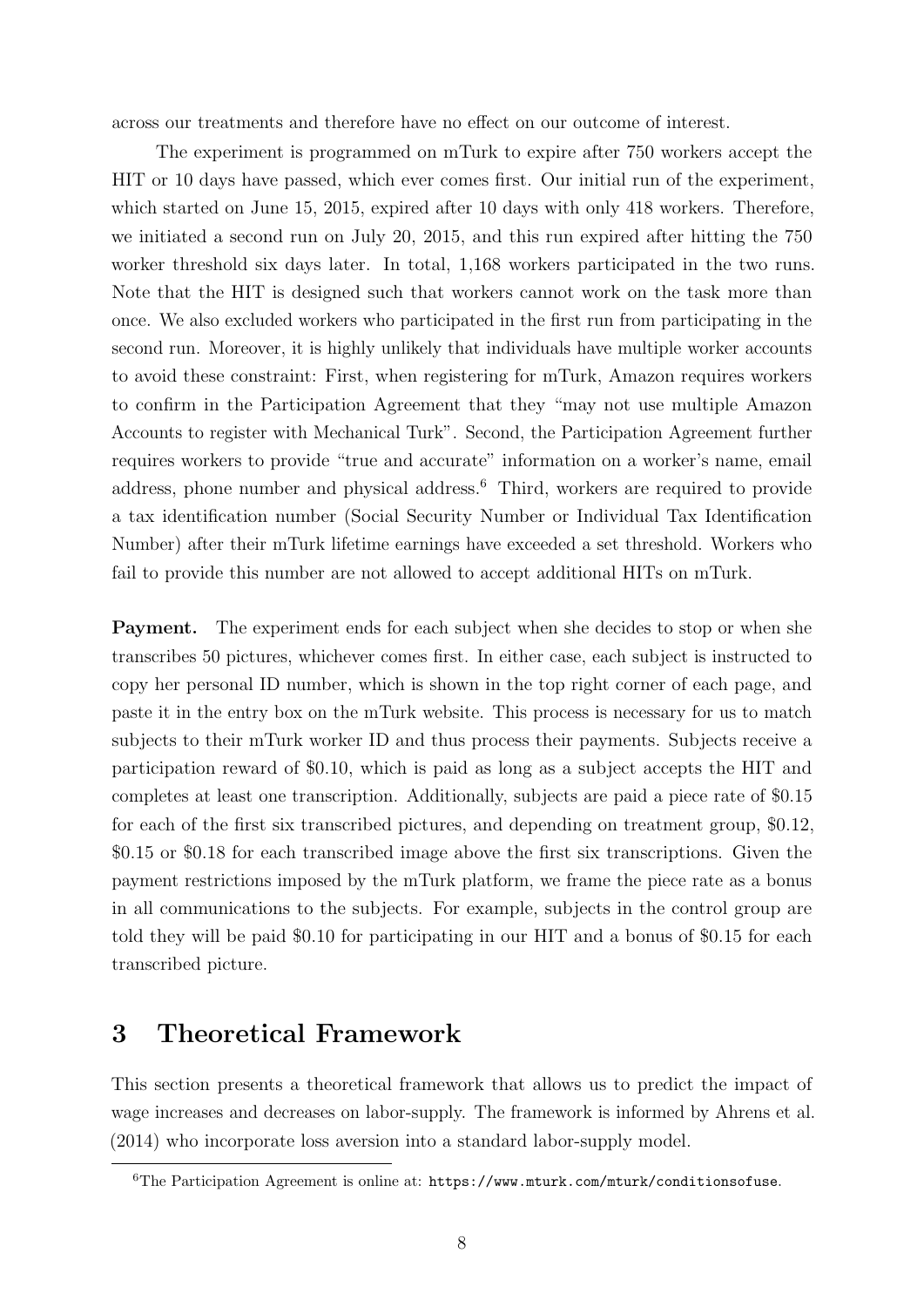across our treatments and therefore have no effect on our outcome of interest.

The experiment is programmed on mTurk to expire after 750 workers accept the HIT or 10 days have passed, which ever comes first. Our initial run of the experiment, which started on June 15, 2015, expired after 10 days with only 418 workers. Therefore, we initiated a second run on July 20, 2015, and this run expired after hitting the 750 worker threshold six days later. In total, 1,168 workers participated in the two runs. Note that the HIT is designed such that workers cannot work on the task more than once. We also excluded workers who participated in the first run from participating in the second run. Moreover, it is highly unlikely that individuals have multiple worker accounts to avoid these constraint: First, when registering for mTurk, Amazon requires workers to confirm in the Participation Agreement that they "may not use multiple Amazon Accounts to register with Mechanical Turk". Second, the Participation Agreement further requires workers to provide "true and accurate" information on a worker's name, email address, phone number and physical address.[6] Third, workers are required to provide a tax identification number (Social Security Number or Individual Tax Identification Number) after their mTurk lifetime earnings have exceeded a set threshold. Workers who fail to provide this number are not allowed to accept additional HITs on mTurk.

**Payment.** The experiment ends for each subject when she decides to stop or when she transcribes 50 pictures, whichever comes first. In either case, each subject is instructed to copy her personal ID number, which is shown in the top right corner of each page, and paste it in the entry box on the mTurk website. This process is necessary for us to match subjects to their mTurk worker ID and thus process their payments. Subjects receive a participation reward of \$0.10, which is paid as long as a subject accepts the HIT and completes at least one transcription. Additionally, subjects are paid a piece rate of \$0.15 for each of the first six transcribed pictures, and depending on treatment group, \$0.12, \$0.15 or \$0.18 for each transcribed image above the first six transcriptions. Given the payment restrictions imposed by the mTurk platform, we frame the piece rate as a bonus in all communications to the subjects. For example, subjects in the control group are told they will be paid \$0.10 for participating in our HIT and a bonus of \$0.15 for each transcribed picture.

# 3 Theoretical Framework

This section presents a theoretical framework that allows us to predict the impact of wage increases and decreases on labor-supply. The framework is informed by Ahrens et al. (2014) who incorporate loss aversion into a standard labor-supply model.

[6] The Participation Agreement is online at: `https://www.mturk.com/mturk/conditionsofuse`.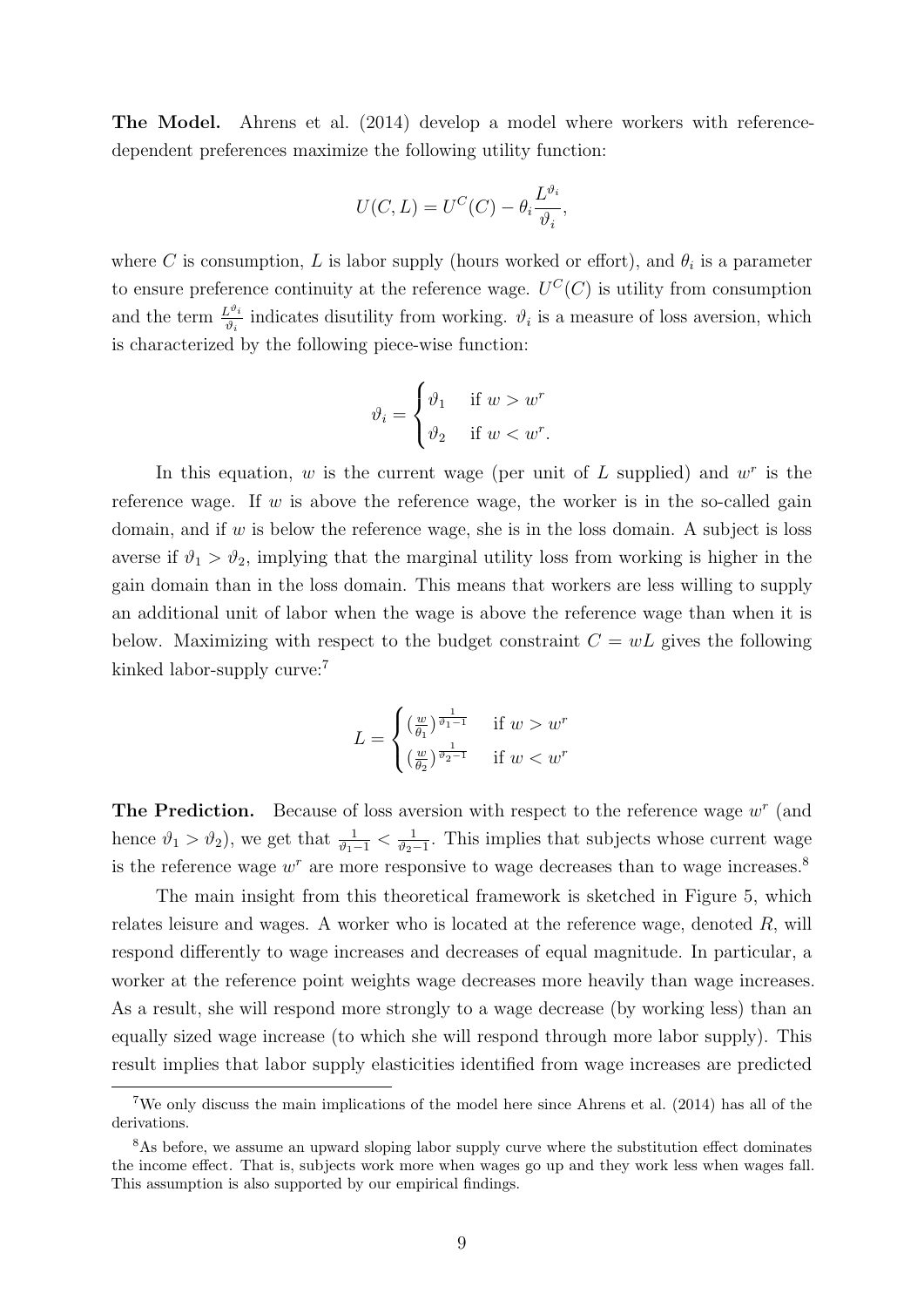**The Model.** Ahrens et al. (2014) develop a model where workers with reference-dependent preferences maximize the following utility function:

$$U(C, L) = U^C(C) - \theta_i \frac{L^{\vartheta_i}}{\vartheta_i},$$

where $C$ is consumption, $L$ is labor supply (hours worked or effort), and $\theta_i$ is a parameter to ensure preference continuity at the reference wage. $U^C(C)$ is utility from consumption and the term $\frac{L^{\vartheta_i}}{\vartheta_i}$ indicates disutility from working. $\vartheta_i$ is a measure of loss aversion, which is characterized by the following piece-wise function:

$$\vartheta_i = \begin{cases} \vartheta_1 & \text{if } w > w^r \\ \vartheta_2 & \text{if } w < w^r. \end{cases}$$

In this equation, $w$ is the current wage (per unit of $L$ supplied) and $w^r$ is the reference wage. If $w$ is above the reference wage, the worker is in the so-called gain domain, and if $w$ is below the reference wage, she is in the loss domain. A subject is loss averse if $\vartheta_1 > \vartheta_2$, implying that the marginal utility loss from working is higher in the gain domain than in the loss domain. This means that workers are less willing to supply an additional unit of labor when the wage is above the reference wage than when it is below. Maximizing with respect to the budget constraint $C = wL$ gives the following kinked labor-supply curve:[7]

$$L = \begin{cases} (\frac{w}{\theta_1})^{\frac{1}{\vartheta_1 - 1}} & \text{if } w > w^r \\ (\frac{w}{\theta_2})^{\frac{1}{\vartheta_2 - 1}} & \text{if } w < w^r \end{cases}$$

**The Prediction.** Because of loss aversion with respect to the reference wage $w^r$ (and hence $\vartheta_1 > \vartheta_2$), we get that $\frac{1}{\vartheta_1 - 1} < \frac{1}{\vartheta_2 - 1}$. This implies that subjects whose current wage is the reference wage $w^r$ are more responsive to wage decreases than to wage increases.[8]

The main insight from this theoretical framework is sketched in Figure 5, which relates leisure and wages. A worker who is located at the reference wage, denoted $R$, will respond differently to wage increases and decreases of equal magnitude. In particular, a worker at the reference point weights wage decreases more heavily than wage increases. As a result, she will respond more strongly to a wage decrease (by working less) than an equally sized wage increase (to which she will respond through more labor supply). This result implies that labor supply elasticities identified from wage increases are predicted

[7] We only discuss the main implications of the model here since Ahrens et al. (2014) has all of the derivations.

[8] As before, we assume an upward sloping labor supply curve where the substitution effect dominates the income effect. That is, subjects work more when wages go up and they work less when wages fall. This assumption is also supported by our empirical findings.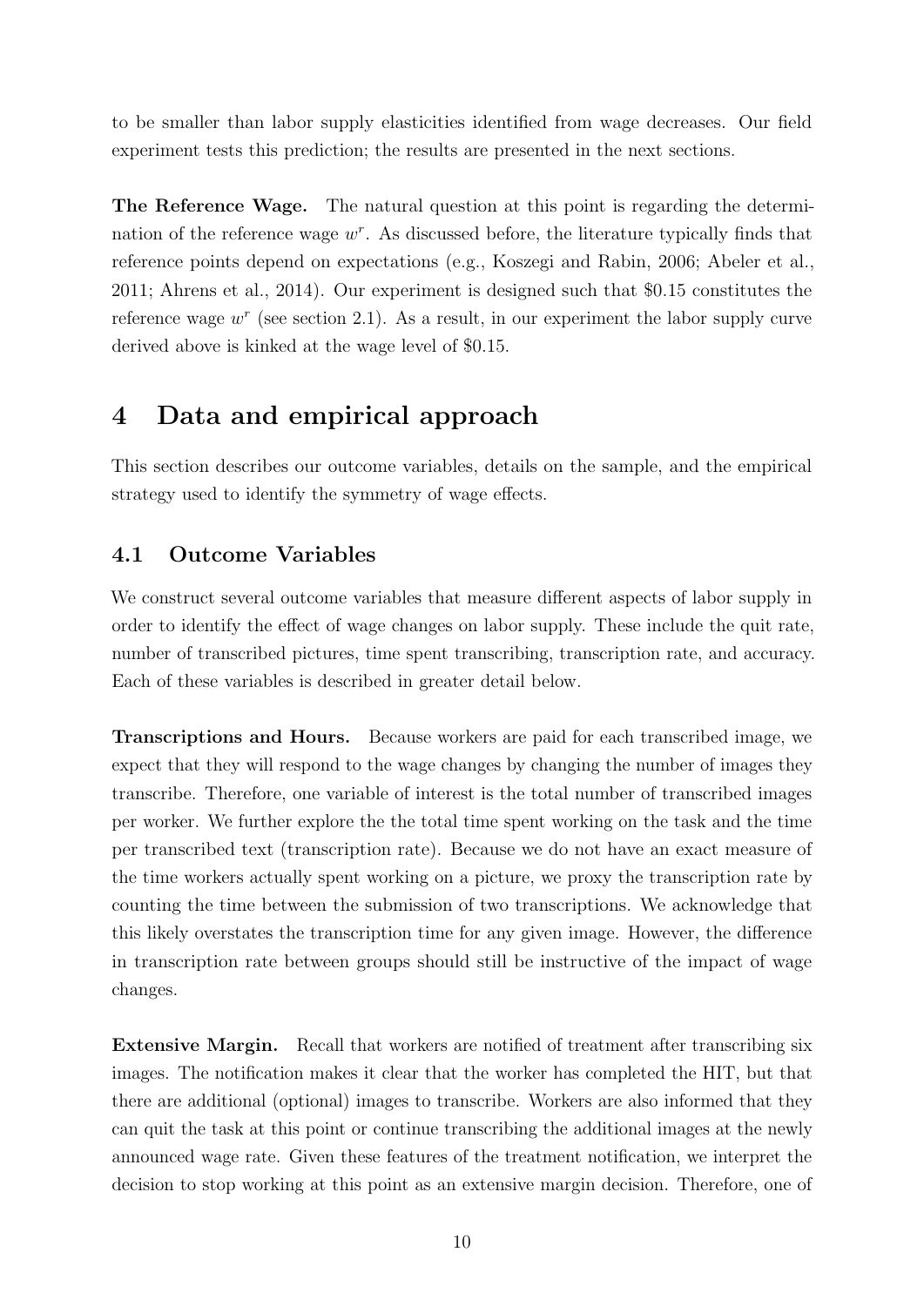to be smaller than labor supply elasticities identified from wage decreases. Our field experiment tests this prediction; the results are presented in the next sections.

**The Reference Wage.** The natural question at this point is regarding the determination of the reference wage $w^r$. As discussed before, the literature typically finds that reference points depend on expectations (e.g., Koszegi and Rabin, 2006; Abeler et al., 2011; Ahrens et al., 2014). Our experiment is designed such that \$0.15 constitutes the reference wage $w^r$ (see section 2.1). As a result, in our experiment the labor supply curve derived above is kinked at the wage level of \$0.15.

# 4 Data and empirical approach

This section describes our outcome variables, details on the sample, and the empirical strategy used to identify the symmetry of wage effects.

## 4.1 Outcome Variables

We construct several outcome variables that measure different aspects of labor supply in order to identify the effect of wage changes on labor supply. These include the quit rate, number of transcribed pictures, time spent transcribing, transcription rate, and accuracy. Each of these variables is described in greater detail below.

**Transcriptions and Hours.** Because workers are paid for each transcribed image, we expect that they will respond to the wage changes by changing the number of images they transcribe. Therefore, one variable of interest is the total number of transcribed images per worker. We further explore the the total time spent working on the task and the time per transcribed text (transcription rate). Because we do not have an exact measure of the time workers actually spent working on a picture, we proxy the transcription rate by counting the time between the submission of two transcriptions. We acknowledge that this likely overstates the transcription time for any given image. However, the difference in transcription rate between groups should still be instructive of the impact of wage changes.

**Extensive Margin.** Recall that workers are notified of treatment after transcribing six images. The notification makes it clear that the worker has completed the HIT, but that there are additional (optional) images to transcribe. Workers are also informed that they can quit the task at this point or continue transcribing the additional images at the newly announced wage rate. Given these features of the treatment notification, we interpret the decision to stop working at this point as an extensive margin decision. Therefore, one of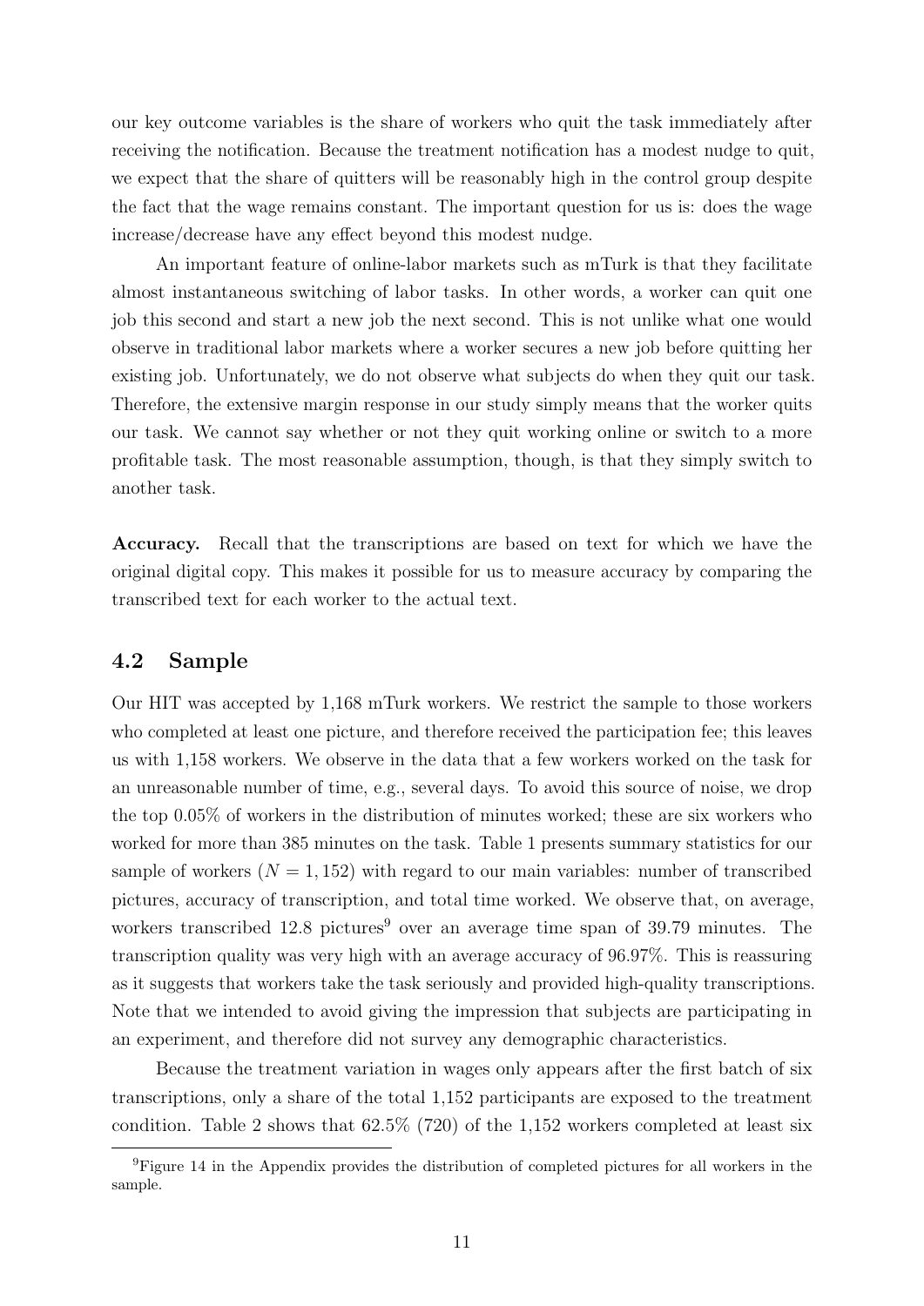our key outcome variables is the share of workers who quit the task immediately after receiving the notification. Because the treatment notification has a modest nudge to quit, we expect that the share of quitters will be reasonably high in the control group despite the fact that the wage remains constant. The important question for us is: does the wage increase/decrease have any effect beyond this modest nudge.

An important feature of online-labor markets such as mTurk is that they facilitate almost instantaneous switching of labor tasks. In other words, a worker can quit one job this second and start a new job the next second. This is not unlike what one would observe in traditional labor markets where a worker secures a new job before quitting her existing job. Unfortunately, we do not observe what subjects do when they quit our task. Therefore, the extensive margin response in our study simply means that the worker quits our task. We cannot say whether or not they quit working online or switch to a more profitable task. The most reasonable assumption, though, is that they simply switch to another task.

**Accuracy.** Recall that the transcriptions are based on text for which we have the original digital copy. This makes it possible for us to measure accuracy by comparing the transcribed text for each worker to the actual text.

## 4.2 Sample

Our HIT was accepted by 1,168 mTurk workers. We restrict the sample to those workers who completed at least one picture, and therefore received the participation fee; this leaves us with 1,158 workers. We observe in the data that a few workers worked on the task for an unreasonable number of time, e.g., several days. To avoid this source of noise, we drop the top 0.05% of workers in the distribution of minutes worked; these are six workers who worked for more than 385 minutes on the task. Table 1 presents summary statistics for our sample of workers ($N = 1,152$) with regard to our main variables: number of transcribed pictures, accuracy of transcription, and total time worked. We observe that, on average, workers transcribed 12.8 pictures[9] over an average time span of 39.79 minutes. The transcription quality was very high with an average accuracy of 96.97%. This is reassuring as it suggests that workers take the task seriously and provided high-quality transcriptions. Note that we intended to avoid giving the impression that subjects are participating in an experiment, and therefore did not survey any demographic characteristics.

Because the treatment variation in wages only appears after the first batch of six transcriptions, only a share of the total 1,152 participants are exposed to the treatment condition. Table 2 shows that 62.5% (720) of the 1,152 workers completed at least six

[9]Figure 14 in the Appendix provides the distribution of completed pictures for all workers in the sample.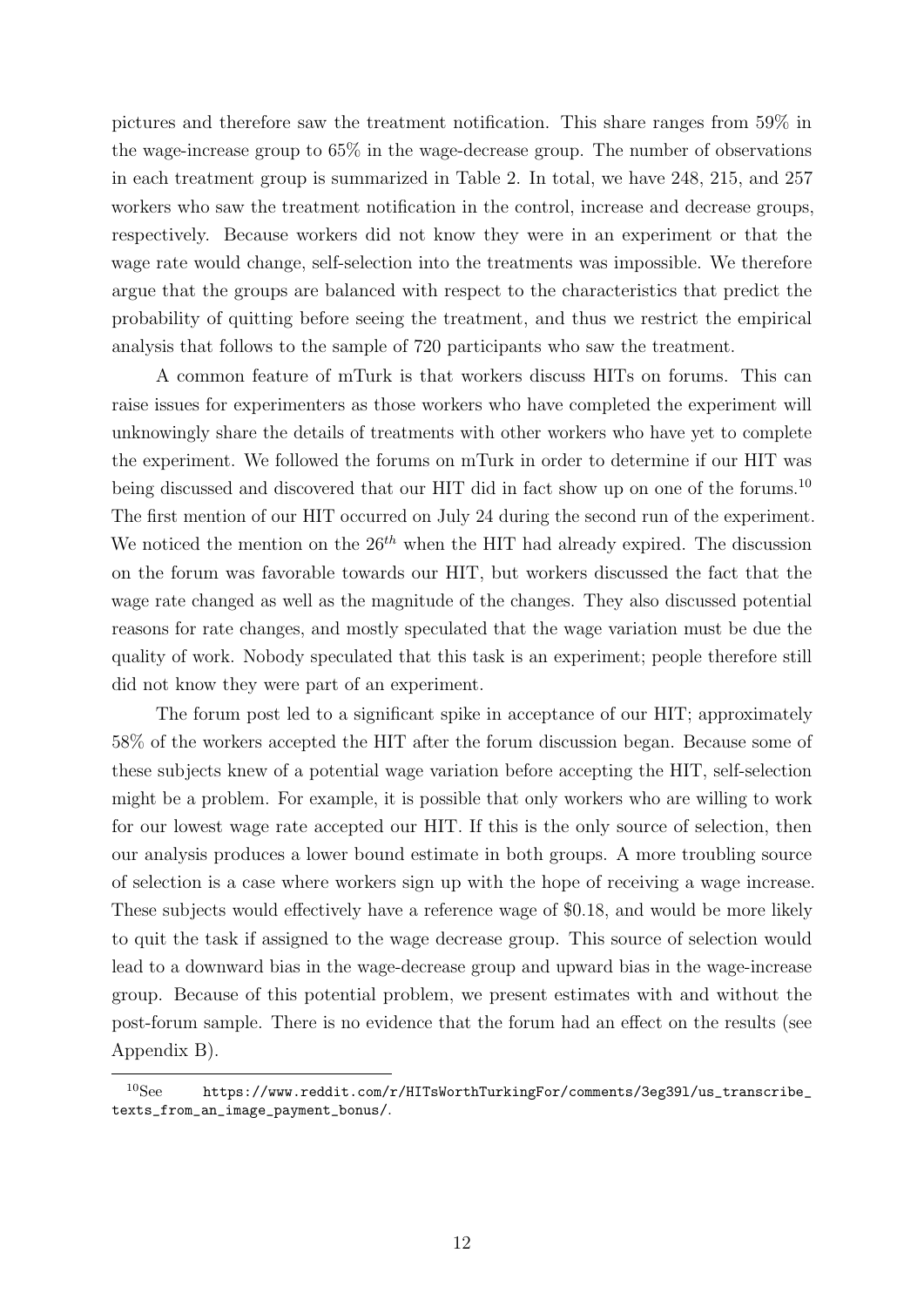pictures and therefore saw the treatment notification. This share ranges from 59% in the wage-increase group to 65% in the wage-decrease group. The number of observations in each treatment group is summarized in Table 2. In total, we have 248, 215, and 257 workers who saw the treatment notification in the control, increase and decrease groups, respectively. Because workers did not know they were in an experiment or that the wage rate would change, self-selection into the treatments was impossible. We therefore argue that the groups are balanced with respect to the characteristics that predict the probability of quitting before seeing the treatment, and thus we restrict the empirical analysis that follows to the sample of 720 participants who saw the treatment.

A common feature of mTurk is that workers discuss HITs on forums. This can raise issues for experimenters as those workers who have completed the experiment will unknowingly share the details of treatments with other workers who have yet to complete the experiment. We followed the forums on mTurk in order to determine if our HIT was being discussed and discovered that our HIT did in fact show up on one of the forums.[10] The first mention of our HIT occurred on July 24 during the second run of the experiment. We noticed the mention on the $26^{th}$ when the HIT had already expired. The discussion on the forum was favorable towards our HIT, but workers discussed the fact that the wage rate changed as well as the magnitude of the changes. They also discussed potential reasons for rate changes, and mostly speculated that the wage variation must be due the quality of work. Nobody speculated that this task is an experiment; people therefore still did not know they were part of an experiment.

The forum post led to a significant spike in acceptance of our HIT; approximately 58% of the workers accepted the HIT after the forum discussion began. Because some of these subjects knew of a potential wage variation before accepting the HIT, self-selection might be a problem. For example, it is possible that only workers who are willing to work for our lowest wage rate accepted our HIT. If this is the only source of selection, then our analysis produces a lower bound estimate in both groups. A more troubling source of selection is a case where workers sign up with the hope of receiving a wage increase. These subjects would effectively have a reference wage of $0.18, and would be more likely to quit the task if assigned to the wage decrease group. This source of selection would lead to a downward bias in the wage-decrease group and upward bias in the wage-increase group. Because of this potential problem, we present estimates with and without the post-forum sample. There is no evidence that the forum had an effect on the results (see Appendix B).

[10] See https://www.reddit.com/r/HITsWorthTurkingFor/comments/3eg39l/us_transcribe_texts_from_an_image_payment_bonus/.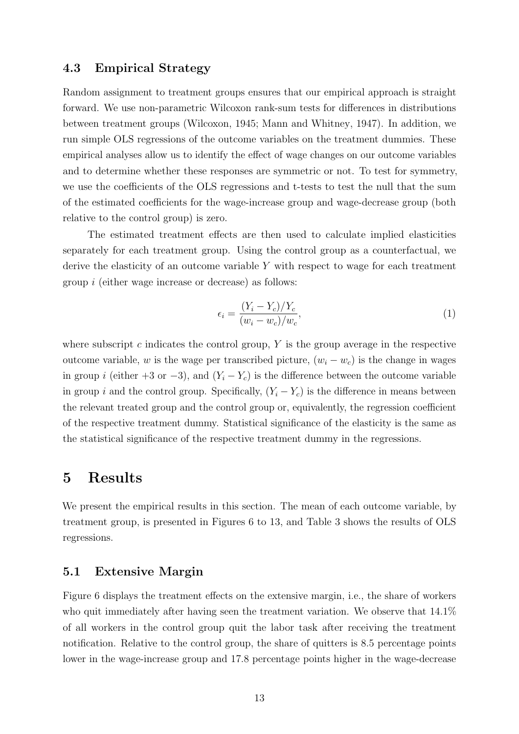### 4.3 Empirical Strategy

Random assignment to treatment groups ensures that our empirical approach is straight forward. We use non-parametric Wilcoxon rank-sum tests for differences in distributions between treatment groups (Wilcoxon, 1945; Mann and Whitney, 1947). In addition, we run simple OLS regressions of the outcome variables on the treatment dummies. These empirical analyses allow us to identify the effect of wage changes on our outcome variables and to determine whether these responses are symmetric or not. To test for symmetry, we use the coefficients of the OLS regressions and t-tests to test the null that the sum of the estimated coefficients for the wage-increase group and wage-decrease group (both relative to the control group) is zero.

The estimated treatment effects are then used to calculate implied elasticities separately for each treatment group. Using the control group as a counterfactual, we derive the elasticity of an outcome variable $Y$ with respect to wage for each treatment group $i$ (either wage increase or decrease) as follows:

$$\epsilon_i = \frac{(Y_i - Y_c)/Y_c}{(w_i - w_c)/w_c}, \tag{1}$$

where subscript $c$ indicates the control group, $Y$ is the group average in the respective outcome variable, $w$ is the wage per transcribed picture, $(w_i - w_c)$ is the change in wages in group $i$ (either $+3$ or $-3$), and $(Y_i - Y_c)$ is the difference between the outcome variable in group $i$ and the control group. Specifically, $(Y_i - Y_c)$ is the difference in means between the relevant treated group and the control group or, equivalently, the regression coefficient of the respective treatment dummy. Statistical significance of the elasticity is the same as the statistical significance of the respective treatment dummy in the regressions.

## 5 Results

We present the empirical results in this section. The mean of each outcome variable, by treatment group, is presented in Figures 6 to 13, and Table 3 shows the results of OLS regressions.

### 5.1 Extensive Margin

Figure 6 displays the treatment effects on the extensive margin, i.e., the share of workers who quit immediately after having seen the treatment variation. We observe that 14.1% of all workers in the control group quit the labor task after receiving the treatment notification. Relative to the control group, the share of quitters is 8.5 percentage points lower in the wage-increase group and 17.8 percentage points higher in the wage-decrease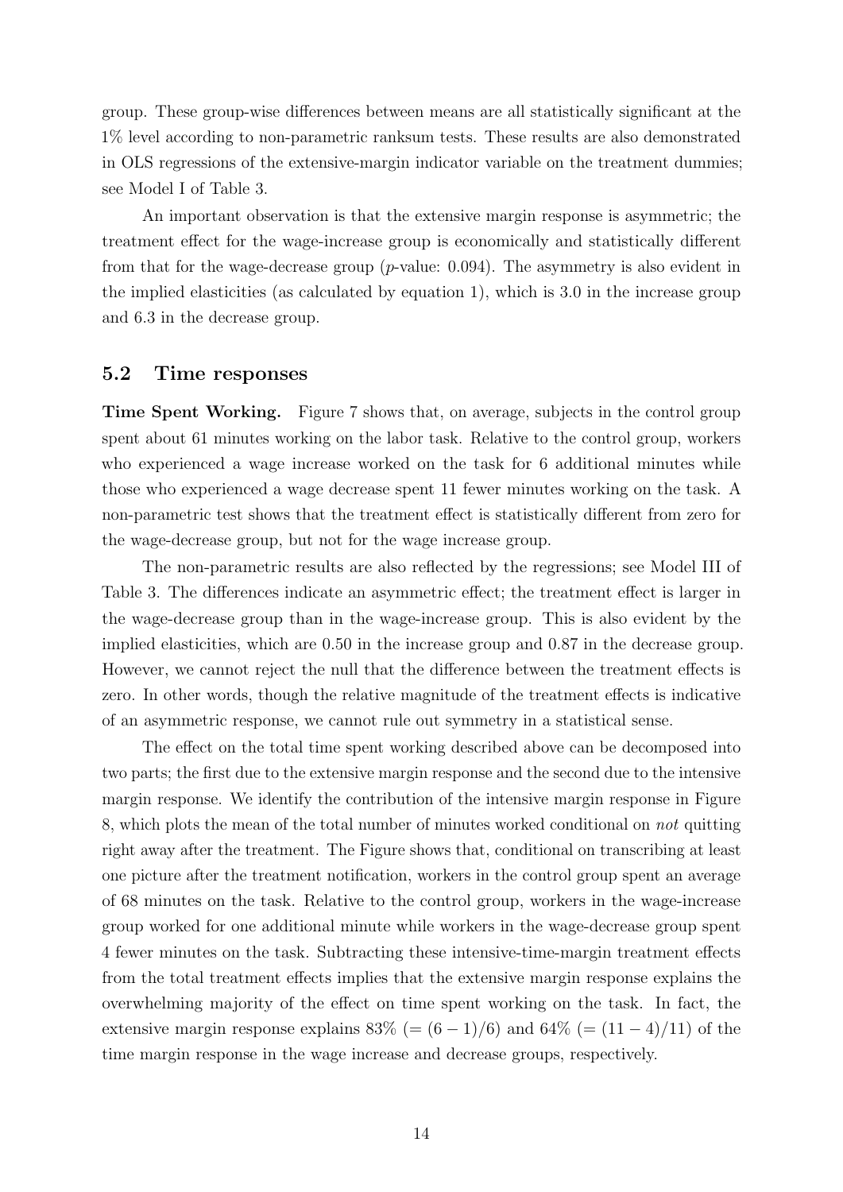group. These group-wise differences between means are all statistically significant at the 1% level according to non-parametric ranksum tests. These results are also demonstrated in OLS regressions of the extensive-margin indicator variable on the treatment dummies; see Model I of Table 3.

An important observation is that the extensive margin response is asymmetric; the treatment effect for the wage-increase group is economically and statistically different from that for the wage-decrease group ($p$-value: 0.094). The asymmetry is also evident in the implied elasticities (as calculated by equation 1), which is 3.0 in the increase group and 6.3 in the decrease group.

## 5.2 Time responses

**Time Spent Working.** Figure 7 shows that, on average, subjects in the control group spent about 61 minutes working on the labor task. Relative to the control group, workers who experienced a wage increase worked on the task for 6 additional minutes while those who experienced a wage decrease spent 11 fewer minutes working on the task. A non-parametric test shows that the treatment effect is statistically different from zero for the wage-decrease group, but not for the wage increase group.

The non-parametric results are also reflected by the regressions; see Model III of Table 3. The differences indicate an asymmetric effect; the treatment effect is larger in the wage-decrease group than in the wage-increase group. This is also evident by the implied elasticities, which are 0.50 in the increase group and 0.87 in the decrease group. However, we cannot reject the null that the difference between the treatment effects is zero. In other words, though the relative magnitude of the treatment effects is indicative of an asymmetric response, we cannot rule out symmetry in a statistical sense.

The effect on the total time spent working described above can be decomposed into two parts; the first due to the extensive margin response and the second due to the intensive margin response. We identify the contribution of the intensive margin response in Figure 8, which plots the mean of the total number of minutes worked conditional on *not* quitting right away after the treatment. The Figure shows that, conditional on transcribing at least one picture after the treatment notification, workers in the control group spent an average of 68 minutes on the task. Relative to the control group, workers in the wage-increase group worked for one additional minute while workers in the wage-decrease group spent 4 fewer minutes on the task. Subtracting these intensive-time-margin treatment effects from the total treatment effects implies that the extensive margin response explains the overwhelming majority of the effect on time spent working on the task. In fact, the extensive margin response explains 83% ($= (6-1)/6$) and 64% ($= (11-4)/11$) of the time margin response in the wage increase and decrease groups, respectively.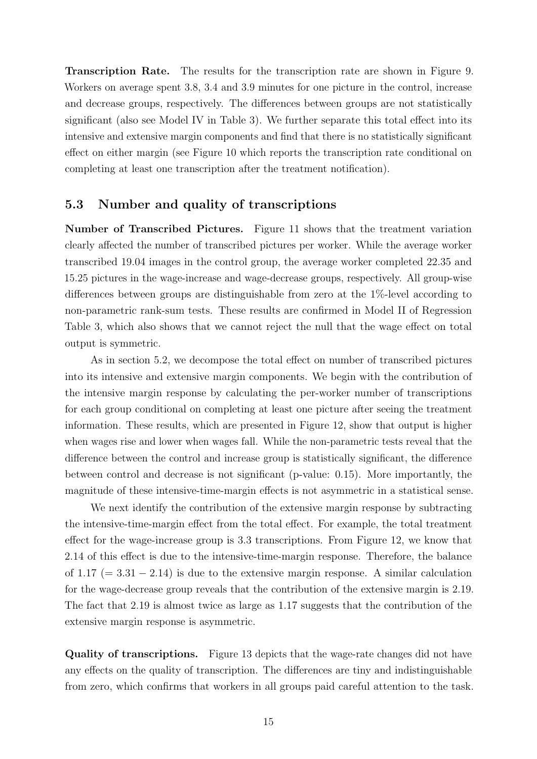**Transcription Rate.** The results for the transcription rate are shown in Figure 9. Workers on average spent 3.8, 3.4 and 3.9 minutes for one picture in the control, increase and decrease groups, respectively. The differences between groups are not statistically significant (also see Model IV in Table 3). We further separate this total effect into its intensive and extensive margin components and find that there is no statistically significant effect on either margin (see Figure 10 which reports the transcription rate conditional on completing at least one transcription after the treatment notification).

## 5.3 Number and quality of transcriptions

**Number of Transcribed Pictures.** Figure 11 shows that the treatment variation clearly affected the number of transcribed pictures per worker. While the average worker transcribed 19.04 images in the control group, the average worker completed 22.35 and 15.25 pictures in the wage-increase and wage-decrease groups, respectively. All group-wise differences between groups are distinguishable from zero at the 1%-level according to non-parametric rank-sum tests. These results are confirmed in Model II of Regression Table 3, which also shows that we cannot reject the null that the wage effect on total output is symmetric.

As in section 5.2, we decompose the total effect on number of transcribed pictures into its intensive and extensive margin components. We begin with the contribution of the intensive margin response by calculating the per-worker number of transcriptions for each group conditional on completing at least one picture after seeing the treatment information. These results, which are presented in Figure 12, show that output is higher when wages rise and lower when wages fall. While the non-parametric tests reveal that the difference between the control and increase group is statistically significant, the difference between control and decrease is not significant (p-value: 0.15). More importantly, the magnitude of these intensive-time-margin effects is not asymmetric in a statistical sense.

We next identify the contribution of the extensive margin response by subtracting the intensive-time-margin effect from the total effect. For example, the total treatment effect for the wage-increase group is 3.3 transcriptions. From Figure 12, we know that 2.14 of this effect is due to the intensive-time-margin response. Therefore, the balance of 1.17 ($= 3.31 - 2.14$) is due to the extensive margin response. A similar calculation for the wage-decrease group reveals that the contribution of the extensive margin is 2.19. The fact that 2.19 is almost twice as large as 1.17 suggests that the contribution of the extensive margin response is asymmetric.

**Quality of transcriptions.** Figure 13 depicts that the wage-rate changes did not have any effects on the quality of transcription. The differences are tiny and indistinguishable from zero, which confirms that workers in all groups paid careful attention to the task.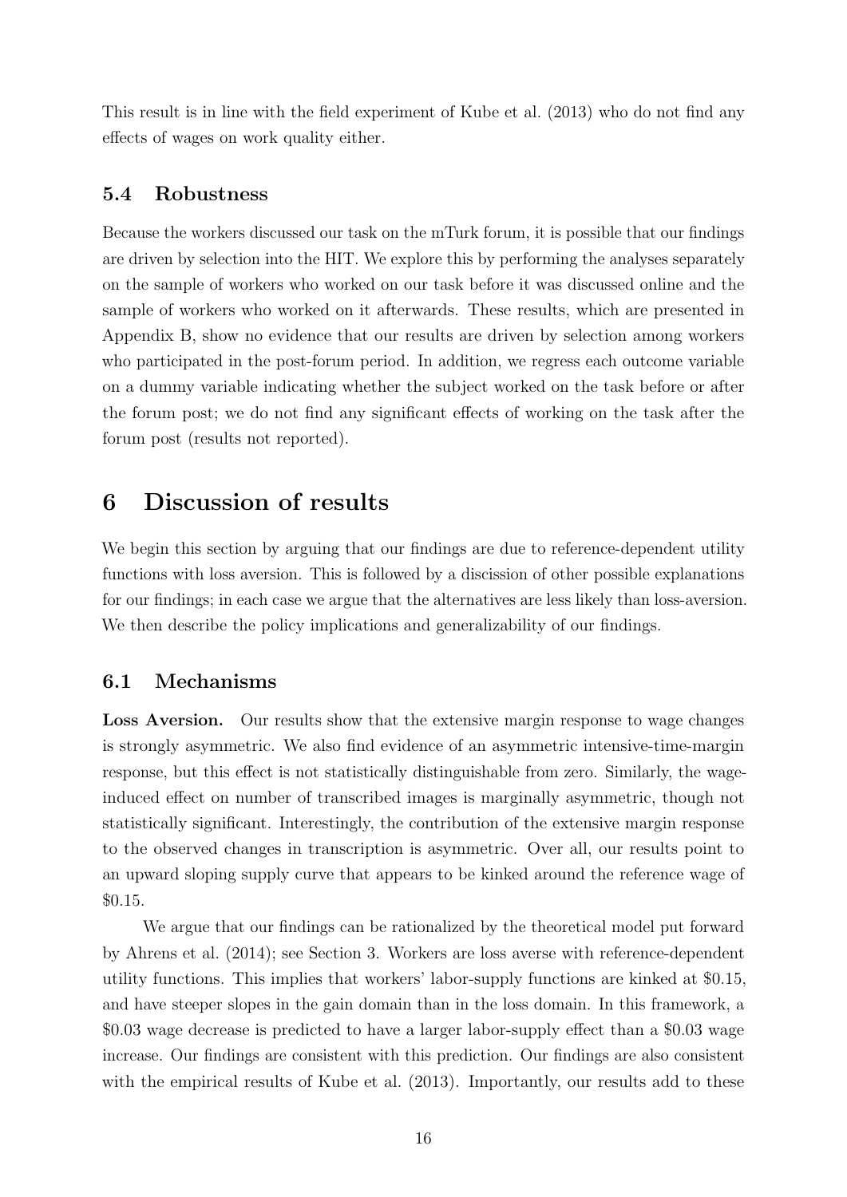This result is in line with the field experiment of Kube et al. (2013) who do not find any effects of wages on work quality either.

### 5.4 Robustness

Because the workers discussed our task on the mTurk forum, it is possible that our findings are driven by selection into the HIT. We explore this by performing the analyses separately on the sample of workers who worked on our task before it was discussed online and the sample of workers who worked on it afterwards. These results, which are presented in Appendix B, show no evidence that our results are driven by selection among workers who participated in the post-forum period. In addition, we regress each outcome variable on a dummy variable indicating whether the subject worked on the task before or after the forum post; we do not find any significant effects of working on the task after the forum post (results not reported).

## 6 Discussion of results

We begin this section by arguing that our findings are due to reference-dependent utility functions with loss aversion. This is followed by a discission of other possible explanations for our findings; in each case we argue that the alternatives are less likely than loss-aversion. We then describe the policy implications and generalizability of our findings.

### 6.1 Mechanisms

**Loss Aversion.** Our results show that the extensive margin response to wage changes is strongly asymmetric. We also find evidence of an asymmetric intensive-time-margin response, but this effect is not statistically distinguishable from zero. Similarly, the wage-induced effect on number of transcribed images is marginally asymmetric, though not statistically significant. Interestingly, the contribution of the extensive margin response to the observed changes in transcription is asymmetric. Over all, our results point to an upward sloping supply curve that appears to be kinked around the reference wage of \$0.15.

We argue that our findings can be rationalized by the theoretical model put forward by Ahrens et al. (2014); see Section 3. Workers are loss averse with reference-dependent utility functions. This implies that workers' labor-supply functions are kinked at \$0.15, and have steeper slopes in the gain domain than in the loss domain. In this framework, a \$0.03 wage decrease is predicted to have a larger labor-supply effect than a \$0.03 wage increase. Our findings are consistent with this prediction. Our findings are also consistent with the empirical results of Kube et al. (2013). Importantly, our results add to these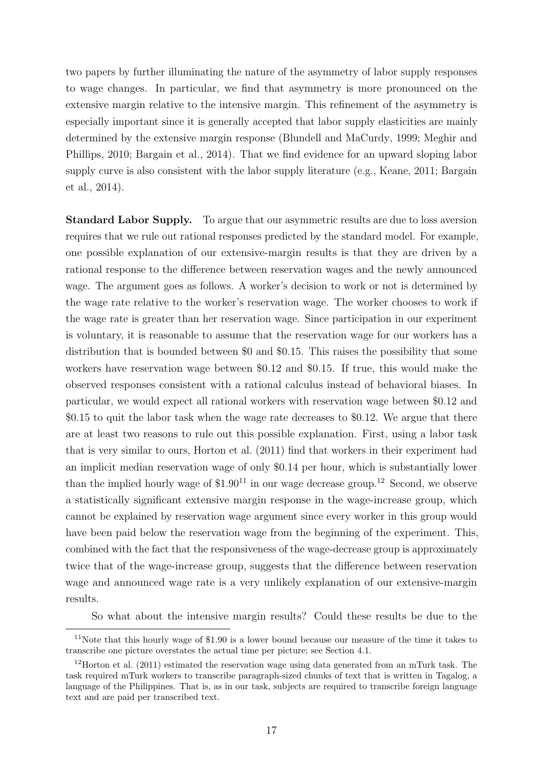two papers by further illuminating the nature of the asymmetry of labor supply responses to wage changes. In particular, we find that asymmetry is more pronounced on the extensive margin relative to the intensive margin. This refinement of the asymmetry is especially important since it is generally accepted that labor supply elasticities are mainly determined by the extensive margin response (Blundell and MaCurdy, 1999; Meghir and Phillips, 2010; Bargain et al., 2014). That we find evidence for an upward sloping labor supply curve is also consistent with the labor supply literature (e.g., Keane, 2011; Bargain et al., 2014).

**Standard Labor Supply.** To argue that our asymmetric results are due to loss aversion requires that we rule out rational responses predicted by the standard model. For example, one possible explanation of our extensive-margin results is that they are driven by a rational response to the difference between reservation wages and the newly announced wage. The argument goes as follows. A worker's decision to work or not is determined by the wage rate relative to the worker's reservation wage. The worker chooses to work if the wage rate is greater than her reservation wage. Since participation in our experiment is voluntary, it is reasonable to assume that the reservation wage for our workers has a distribution that is bounded between \$0 and \$0.15. This raises the possibility that some workers have reservation wage between \$0.12 and \$0.15. If true, this would make the observed responses consistent with a rational calculus instead of behavioral biases. In particular, we would expect all rational workers with reservation wage between \$0.12 and \$0.15 to quit the labor task when the wage rate decreases to \$0.12. We argue that there are at least two reasons to rule out this possible explanation. First, using a labor task that is very similar to ours, Horton et al. (2011) find that workers in their experiment had an implicit median reservation wage of only \$0.14 per hour, which is substantially lower than the implied hourly wage of \$1.90[11] in our wage decrease group.[12] Second, we observe a statistically significant extensive margin response in the wage-increase group, which cannot be explained by reservation wage argument since every worker in this group would have been paid below the reservation wage from the beginning of the experiment. This, combined with the fact that the responsiveness of the wage-decrease group is approximately twice that of the wage-increase group, suggests that the difference between reservation wage and announced wage rate is a very unlikely explanation of our extensive-margin results.

So what about the intensive margin results? Could these results be due to the

[11] Note that this hourly wage of \$1.90 is a lower bound because our measure of the time it takes to transcribe one picture overstates the actual time per picture; see Section 4.1.

[12] Horton et al. (2011) estimated the reservation wage using data generated from an mTurk task. The task required mTurk workers to transcribe paragraph-sized chunks of text that is written in Tagalog, a language of the Philippines. That is, as in our task, subjects are required to transcribe foreign language text and are paid per transcribed text.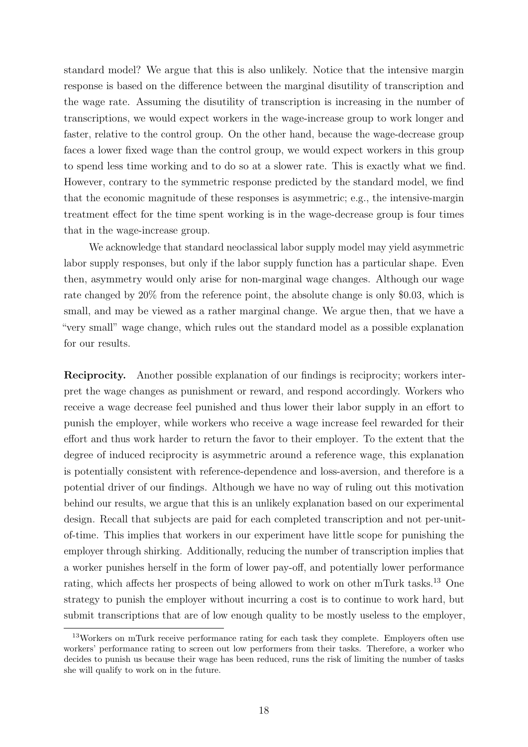standard model? We argue that this is also unlikely. Notice that the intensive margin response is based on the difference between the marginal disutility of transcription and the wage rate. Assuming the disutility of transcription is increasing in the number of transcriptions, we would expect workers in the wage-increase group to work longer and faster, relative to the control group. On the other hand, because the wage-decrease group faces a lower fixed wage than the control group, we would expect workers in this group to spend less time working and to do so at a slower rate. This is exactly what we find. However, contrary to the symmetric response predicted by the standard model, we find that the economic magnitude of these responses is asymmetric; e.g., the intensive-margin treatment effect for the time spent working is in the wage-decrease group is four times that in the wage-increase group.

We acknowledge that standard neoclassical labor supply model may yield asymmetric labor supply responses, but only if the labor supply function has a particular shape. Even then, asymmetry would only arise for non-marginal wage changes. Although our wage rate changed by 20% from the reference point, the absolute change is only $0.03, which is small, and may be viewed as a rather marginal change. We argue then, that we have a "very small" wage change, which rules out the standard model as a possible explanation for our results.

**Reciprocity.** Another possible explanation of our findings is reciprocity; workers interpret the wage changes as punishment or reward, and respond accordingly. Workers who receive a wage decrease feel punished and thus lower their labor supply in an effort to punish the employer, while workers who receive a wage increase feel rewarded for their effort and thus work harder to return the favor to their employer. To the extent that the degree of induced reciprocity is asymmetric around a reference wage, this explanation is potentially consistent with reference-dependence and loss-aversion, and therefore is a potential driver of our findings. Although we have no way of ruling out this motivation behind our results, we argue that this is an unlikely explanation based on our experimental design. Recall that subjects are paid for each completed transcription and not per-unit-of-time. This implies that workers in our experiment have little scope for punishing the employer through shirking. Additionally, reducing the number of transcription implies that a worker punishes herself in the form of lower pay-off, and potentially lower performance rating, which affects her prospects of being allowed to work on other mTurk tasks.[13] One strategy to punish the employer without incurring a cost is to continue to work hard, but submit transcriptions that are of low enough quality to be mostly useless to the employer,

[13] Workers on mTurk receive performance rating for each task they complete. Employers often use workers' performance rating to screen out low performers from their tasks. Therefore, a worker who decides to punish us because their wage has been reduced, runs the risk of limiting the number of tasks she will qualify to work on in the future.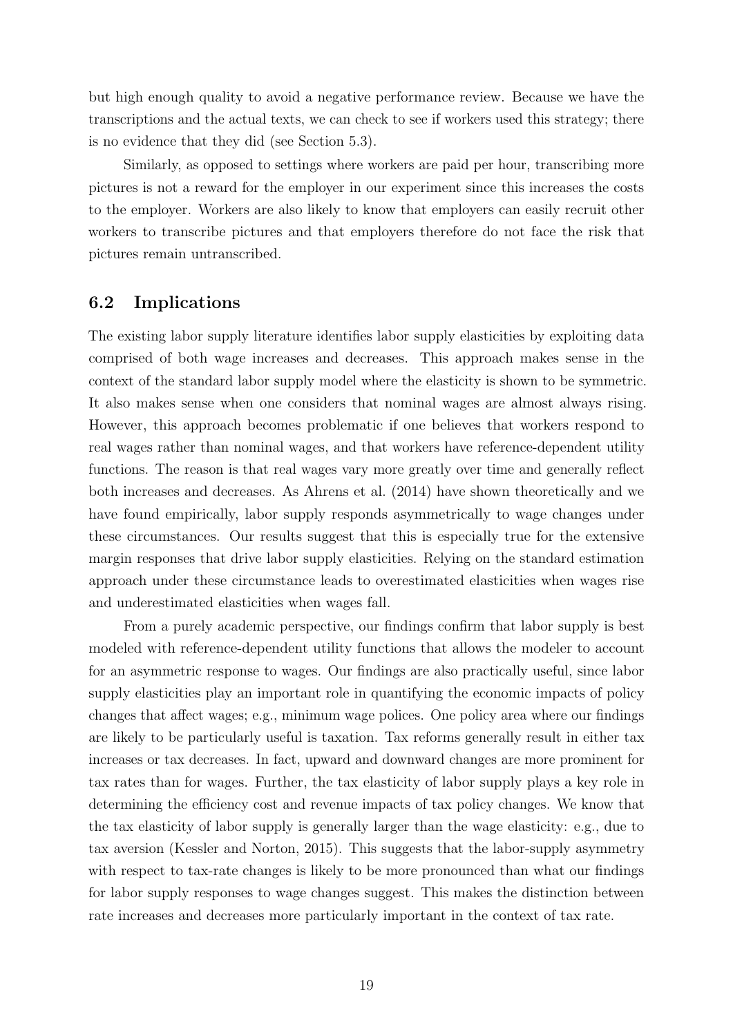but high enough quality to avoid a negative performance review. Because we have the transcriptions and the actual texts, we can check to see if workers used this strategy; there is no evidence that they did (see Section 5.3).

Similarly, as opposed to settings where workers are paid per hour, transcribing more pictures is not a reward for the employer in our experiment since this increases the costs to the employer. Workers are also likely to know that employers can easily recruit other workers to transcribe pictures and that employers therefore do not face the risk that pictures remain untranscribed.

## 6.2 Implications

The existing labor supply literature identifies labor supply elasticities by exploiting data comprised of both wage increases and decreases. This approach makes sense in the context of the standard labor supply model where the elasticity is shown to be symmetric. It also makes sense when one considers that nominal wages are almost always rising. However, this approach becomes problematic if one believes that workers respond to real wages rather than nominal wages, and that workers have reference-dependent utility functions. The reason is that real wages vary more greatly over time and generally reflect both increases and decreases. As Ahrens et al. (2014) have shown theoretically and we have found empirically, labor supply responds asymmetrically to wage changes under these circumstances. Our results suggest that this is especially true for the extensive margin responses that drive labor supply elasticities. Relying on the standard estimation approach under these circumstance leads to overestimated elasticities when wages rise and underestimated elasticities when wages fall.

From a purely academic perspective, our findings confirm that labor supply is best modeled with reference-dependent utility functions that allows the modeler to account for an asymmetric response to wages. Our findings are also practically useful, since labor supply elasticities play an important role in quantifying the economic impacts of policy changes that affect wages; e.g., minimum wage polices. One policy area where our findings are likely to be particularly useful is taxation. Tax reforms generally result in either tax increases or tax decreases. In fact, upward and downward changes are more prominent for tax rates than for wages. Further, the tax elasticity of labor supply plays a key role in determining the efficiency cost and revenue impacts of tax policy changes. We know that the tax elasticity of labor supply is generally larger than the wage elasticity: e.g., due to tax aversion (Kessler and Norton, 2015). This suggests that the labor-supply asymmetry with respect to tax-rate changes is likely to be more pronounced than what our findings for labor supply responses to wage changes suggest. This makes the distinction between rate increases and decreases more particularly important in the context of tax rate.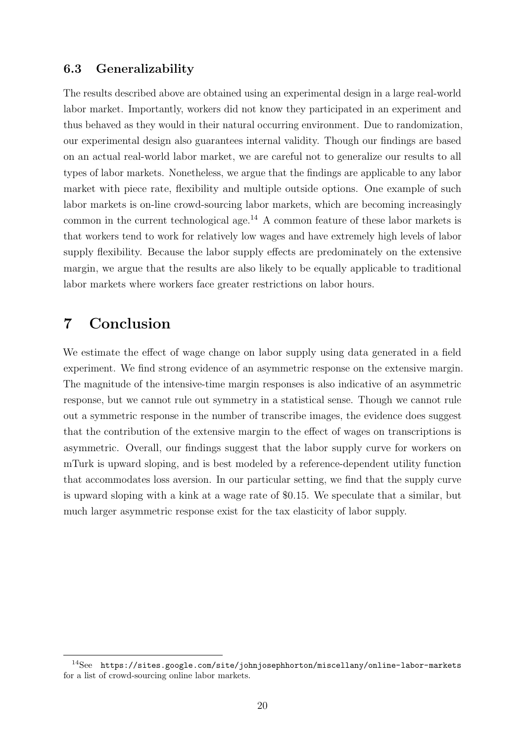### 6.3 Generalizability

The results described above are obtained using an experimental design in a large real-world labor market. Importantly, workers did not know they participated in an experiment and thus behaved as they would in their natural occurring environment. Due to randomization, our experimental design also guarantees internal validity. Though our findings are based on an actual real-world labor market, we are careful not to generalize our results to all types of labor markets. Nonetheless, we argue that the findings are applicable to any labor market with piece rate, flexibility and multiple outside options. One example of such labor markets is on-line crowd-sourcing labor markets, which are becoming increasingly common in the current technological age.[14] A common feature of these labor markets is that workers tend to work for relatively low wages and have extremely high levels of labor supply flexibility. Because the labor supply effects are predominately on the extensive margin, we argue that the results are also likely to be equally applicable to traditional labor markets where workers face greater restrictions on labor hours.

# 7 Conclusion

We estimate the effect of wage change on labor supply using data generated in a field experiment. We find strong evidence of an asymmetric response on the extensive margin. The magnitude of the intensive-time margin responses is also indicative of an asymmetric response, but we cannot rule out symmetry in a statistical sense. Though we cannot rule out a symmetric response in the number of transcribe images, the evidence does suggest that the contribution of the extensive margin to the effect of wages on transcriptions is asymmetric. Overall, our findings suggest that the labor supply curve for workers on mTurk is upward sloping, and is best modeled by a reference-dependent utility function that accommodates loss aversion. In our particular setting, we find that the supply curve is upward sloping with a kink at a wage rate of \$0.15. We speculate that a similar, but much larger asymmetric response exist for the tax elasticity of labor supply.

[14] See `https://sites.google.com/site/johnjosephhorton/miscellany/online-labor-markets` for a list of crowd-sourcing online labor markets.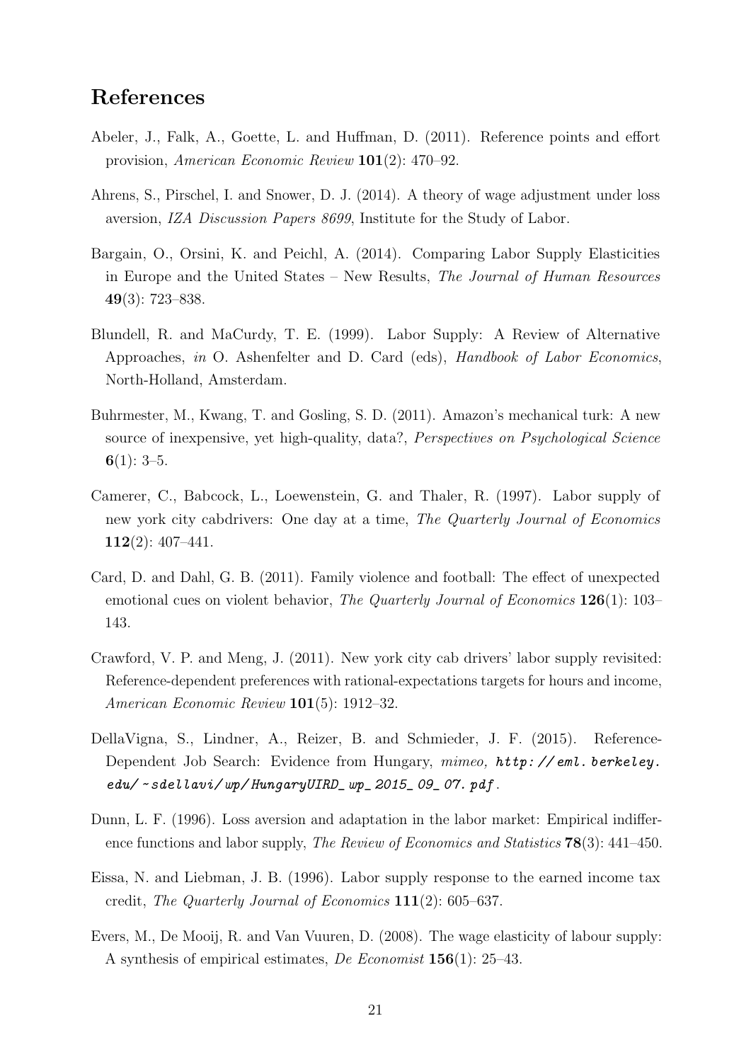# References

Abeler, J., Falk, A., Goette, L. and Huffman, D. (2011). Reference points and effort provision, *American Economic Review* **101**(2): 470–92.

Ahrens, S., Pirschel, I. and Snower, D. J. (2014). A theory of wage adjustment under loss aversion, *IZA Discussion Papers 8699*, Institute for the Study of Labor.

Bargain, O., Orsini, K. and Peichl, A. (2014). Comparing Labor Supply Elasticities in Europe and the United States – New Results, *The Journal of Human Resources* **49**(3): 723–838.

Blundell, R. and MaCurdy, T. E. (1999). Labor Supply: A Review of Alternative Approaches, *in* O. Ashenfelter and D. Card (eds), *Handbook of Labor Economics*, North-Holland, Amsterdam.

Buhrmester, M., Kwang, T. and Gosling, S. D. (2011). Amazon's mechanical turk: A new source of inexpensive, yet high-quality, data?, *Perspectives on Psychological Science* **6**(1): 3–5.

Camerer, C., Babcock, L., Loewenstein, G. and Thaler, R. (1997). Labor supply of new york city cabdrivers: One day at a time, *The Quarterly Journal of Economics* **112**(2): 407–441.

Card, D. and Dahl, G. B. (2011). Family violence and football: The effect of unexpected emotional cues on violent behavior, *The Quarterly Journal of Economics* **126**(1): 103–143.

Crawford, V. P. and Meng, J. (2011). New york city cab drivers' labor supply revisited: Reference-dependent preferences with rational-expectations targets for hours and income, *American Economic Review* **101**(5): 1912–32.

DellaVigna, S., Lindner, A., Reizer, B. and Schmieder, J. F. (2015). Reference-Dependent Job Search: Evidence from Hungary, *mimeo, http://eml.berkeley.edu/~sdellavi/wp/HungaryUIRD_wp_2015_09_07.pdf*.

Dunn, L. F. (1996). Loss aversion and adaptation in the labor market: Empirical indifference functions and labor supply, *The Review of Economics and Statistics* **78**(3): 441–450.

Eissa, N. and Liebman, J. B. (1996). Labor supply response to the earned income tax credit, *The Quarterly Journal of Economics* **111**(2): 605–637.

Evers, M., De Mooij, R. and Van Vuuren, D. (2008). The wage elasticity of labour supply: A synthesis of empirical estimates, *De Economist* **156**(1): 25–43.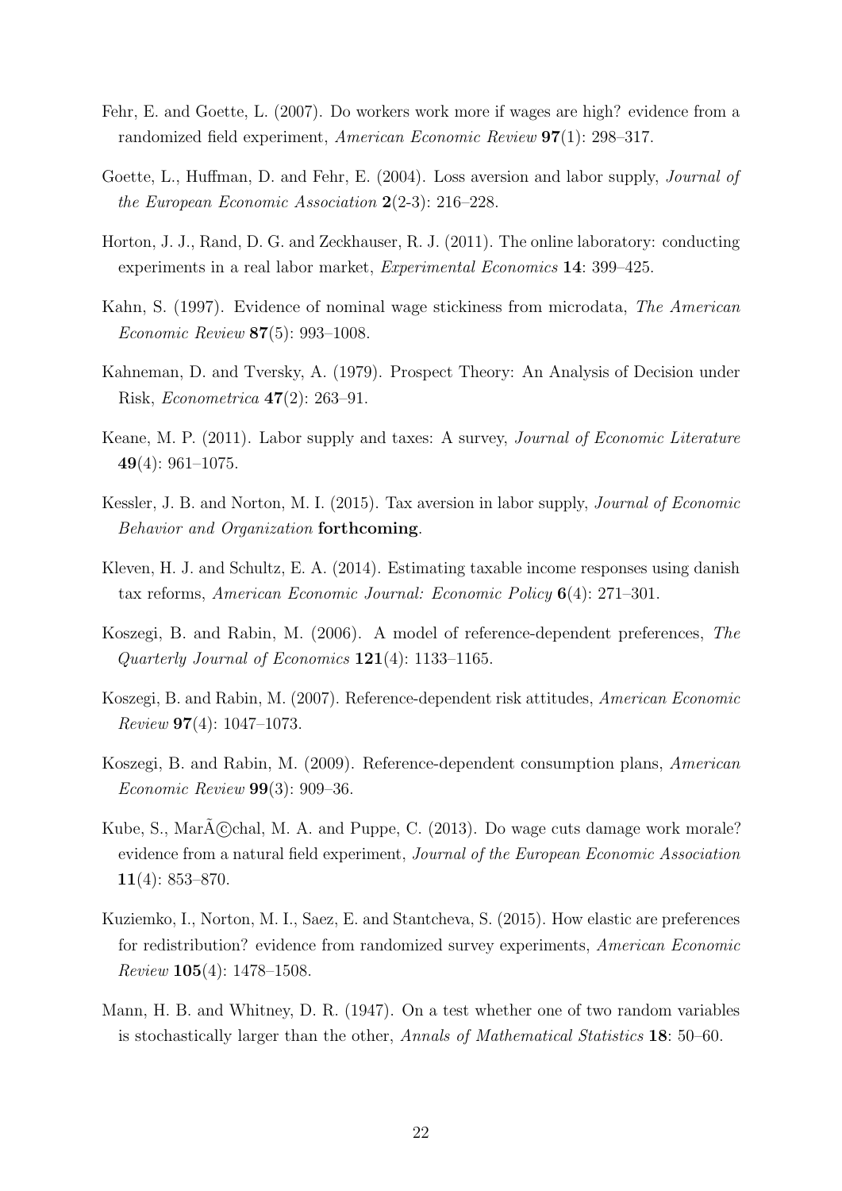Fehr, E. and Goette, L. (2007). Do workers work more if wages are high? evidence from a randomized field experiment, *American Economic Review* **97**(1): 298–317.

Goette, L., Huffman, D. and Fehr, E. (2004). Loss aversion and labor supply, *Journal of the European Economic Association* **2**(2-3): 216–228.

Horton, J. J., Rand, D. G. and Zeckhauser, R. J. (2011). The online laboratory: conducting experiments in a real labor market, *Experimental Economics* **14**: 399–425.

Kahn, S. (1997). Evidence of nominal wage stickiness from microdata, *The American Economic Review* **87**(5): 993–1008.

Kahneman, D. and Tversky, A. (1979). Prospect Theory: An Analysis of Decision under Risk, *Econometrica* **47**(2): 263–91.

Keane, M. P. (2011). Labor supply and taxes: A survey, *Journal of Economic Literature* **49**(4): 961–1075.

Kessler, J. B. and Norton, M. I. (2015). Tax aversion in labor supply, *Journal of Economic Behavior and Organization* **forthcoming**.

Kleven, H. J. and Schultz, E. A. (2014). Estimating taxable income responses using danish tax reforms, *American Economic Journal: Economic Policy* **6**(4): 271–301.

Koszegi, B. and Rabin, M. (2006). A model of reference-dependent preferences, *The Quarterly Journal of Economics* **121**(4): 1133–1165.

Koszegi, B. and Rabin, M. (2007). Reference-dependent risk attitudes, *American Economic Review* **97**(4): 1047–1073.

Koszegi, B. and Rabin, M. (2009). Reference-dependent consumption plans, *American Economic Review* **99**(3): 909–36.

Kube, S., MarÃ©chal, M. A. and Puppe, C. (2013). Do wage cuts damage work morale? evidence from a natural field experiment, *Journal of the European Economic Association* **11**(4): 853–870.

Kuziemko, I., Norton, M. I., Saez, E. and Stantcheva, S. (2015). How elastic are preferences for redistribution? evidence from randomized survey experiments, *American Economic Review* **105**(4): 1478–1508.

Mann, H. B. and Whitney, D. R. (1947). On a test whether one of two random variables is stochastically larger than the other, *Annals of Mathematical Statistics* **18**: 50–60.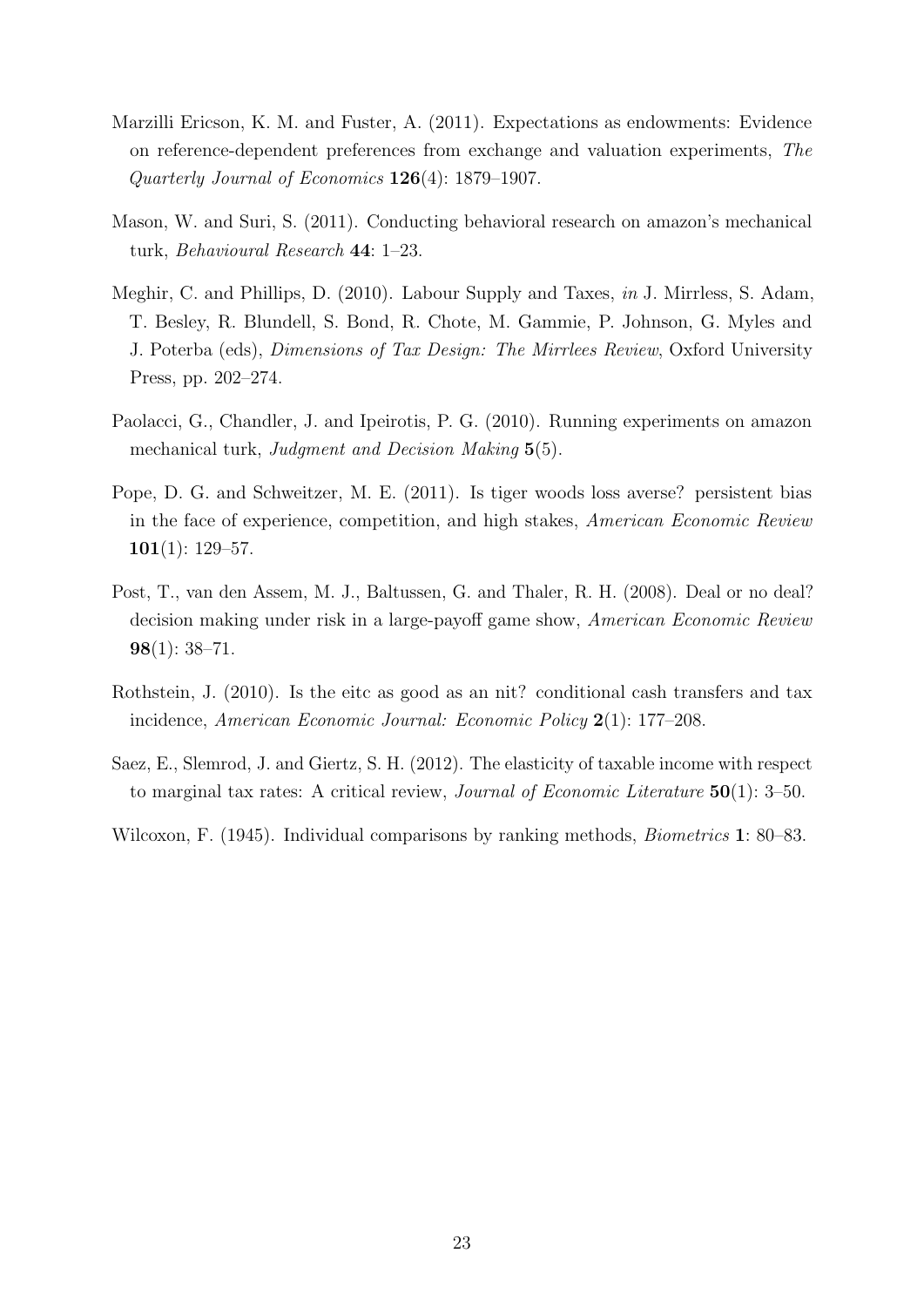Marzilli Ericson, K. M. and Fuster, A. (2011). Expectations as endowments: Evidence on reference-dependent preferences from exchange and valuation experiments, *The Quarterly Journal of Economics* **126**(4): 1879–1907.

Mason, W. and Suri, S. (2011). Conducting behavioral research on amazon's mechanical turk, *Behavioural Research* **44**: 1–23.

Meghir, C. and Phillips, D. (2010). Labour Supply and Taxes, *in* J. Mirrless, S. Adam, T. Besley, R. Blundell, S. Bond, R. Chote, M. Gammie, P. Johnson, G. Myles and J. Poterba (eds), *Dimensions of Tax Design: The Mirrlees Review*, Oxford University Press, pp. 202–274.

Paolacci, G., Chandler, J. and Ipeirotis, P. G. (2010). Running experiments on amazon mechanical turk, *Judgment and Decision Making* **5**(5).

Pope, D. G. and Schweitzer, M. E. (2011). Is tiger woods loss averse? persistent bias in the face of experience, competition, and high stakes, *American Economic Review* **101**(1): 129–57.

Post, T., van den Assem, M. J., Baltussen, G. and Thaler, R. H. (2008). Deal or no deal? decision making under risk in a large-payoff game show, *American Economic Review* **98**(1): 38–71.

Rothstein, J. (2010). Is the eitc as good as an nit? conditional cash transfers and tax incidence, *American Economic Journal: Economic Policy* **2**(1): 177–208.

Saez, E., Slemrod, J. and Giertz, S. H. (2012). The elasticity of taxable income with respect to marginal tax rates: A critical review, *Journal of Economic Literature* **50**(1): 3–50.

Wilcoxon, F. (1945). Individual comparisons by ranking methods, *Biometrics* **1**: 80–83.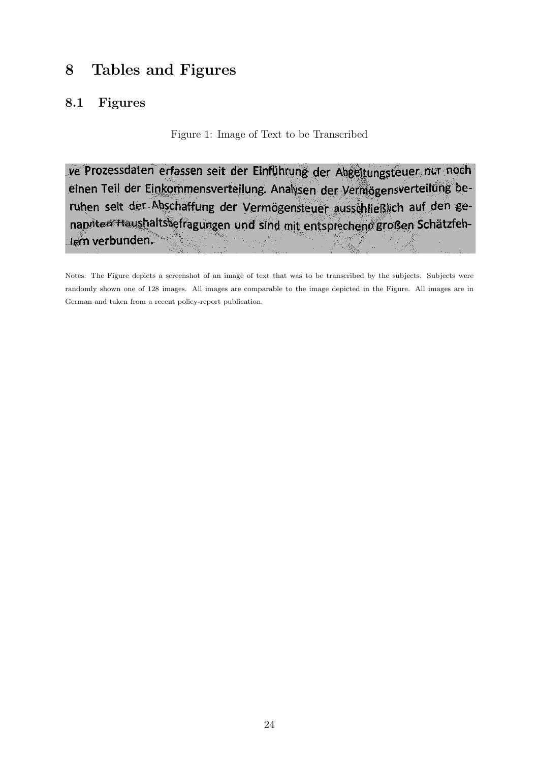# 8 Tables and Figures

## 8.1 Figures

Figure 1: Image of Text to be Transcribed

ve Prozessdaten erfassen seit der Einführung der Abgeltungsteuer nur noch einen Teil der Einkommensverteilung. Analysen der Vermögensverteilung beruhen seit der Abschaffung der Vermögensteuer ausschließlich auf den genannten Haushaltsbefragungen und sind mit entsprechend großen Schätzfehlern verbunden.

Notes: The Figure depicts a screenshot of an image of text that was to be transcribed by the subjects. Subjects were randomly shown one of 128 images. All images are comparable to the image depicted in the Figure. All images are in German and taken from a recent policy-report publication.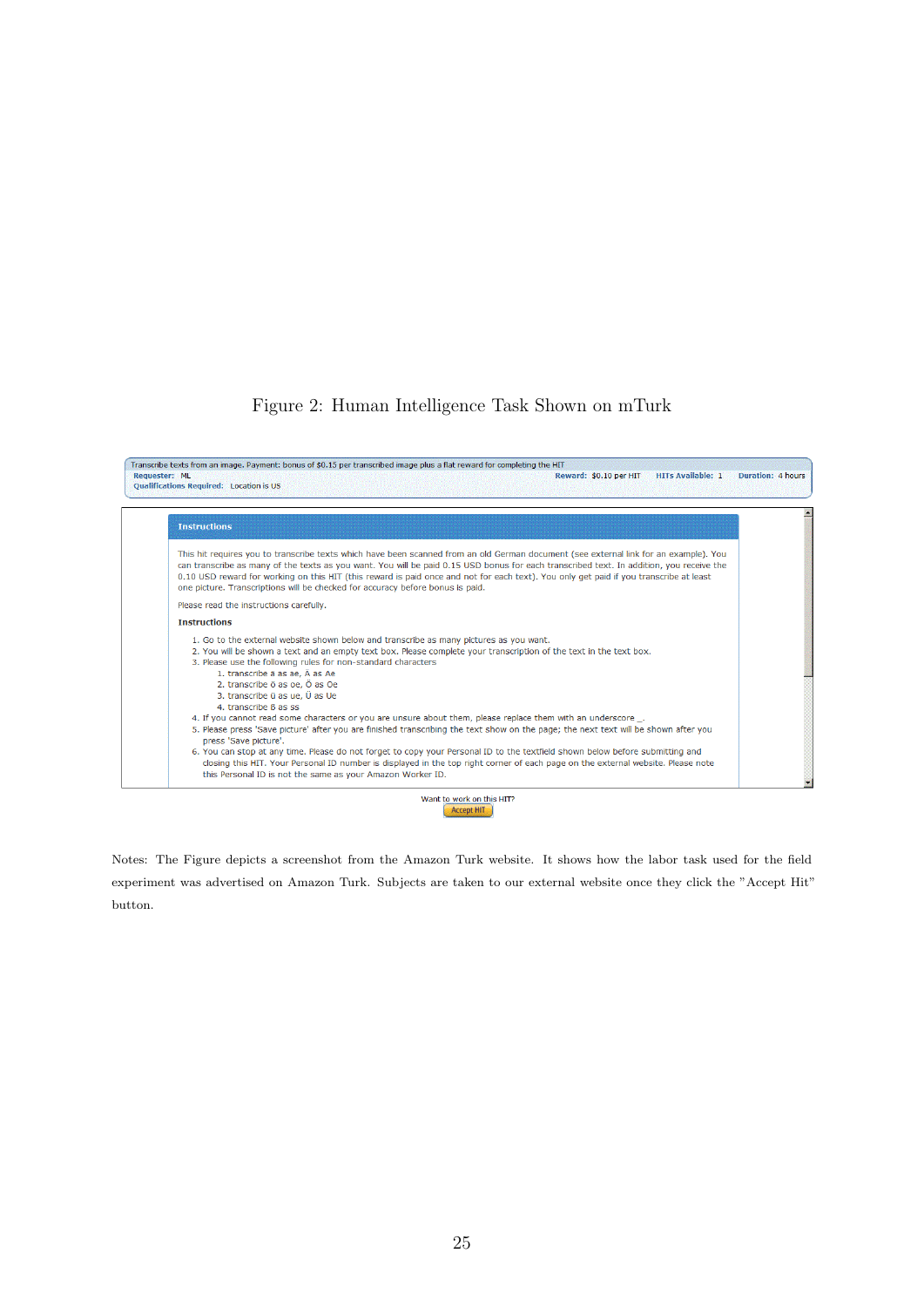Figure 2: Human Intelligence Task Shown on mTurk

Transcribe texts from an image. Payment: bonus of $0.15 per transcribed image plus a flat reward for completing the HIT

**Requester:** ML **Reward:** $0.10 per HIT **HITs Available:** 1 **Duration:** 4 hours

**Qualifications Required:** Location is US

**Instructions**

This hit requires you to transcribe texts which have been scanned from an old German document (see external link for an example). You can transcribe as many of the texts as you want. You will be paid 0.15 USD bonus for each transcribed text. In addition, you receive the 0.10 USD reward for working on this HIT (this reward is paid once and not for each text). You only get paid if you transcribe at least one picture. Transcriptions will be checked for accuracy before bonus is paid.

Please read the instructions carefully.

**Instructions**

1. Go to the external website shown below and transcribe as many pictures as you want.
2. You will be shown a text and an empty text box. Please complete your transcription of the text in the text box.
3. Please use the following rules for non-standard characters
   1. transcribe ä as ae, Ä as Ae
   2. transcribe ö as oe, Ö as Oe
   3. transcribe ü as ue, Ü as Ue
   4. transcribe ß as ss
4. If you cannot read some characters or you are unsure about them, please replace them with an underscore _.
5. Please press 'Save picture' after you are finished transcribing the text show on the page; the next text will be shown after you press 'Save picture'.
6. You can stop at any time. Please do not forget to copy your Personal ID to the textfield shown below before submitting and closing this HIT. Your Personal ID number is displayed in the top right corner of each page on the external website. Please note this Personal ID is not the same as your Amazon Worker ID.

Want to work on this HIT?

Accept HIT

Notes: The Figure depicts a screenshot from the Amazon Turk website. It shows how the labor task used for the field experiment was advertised on Amazon Turk. Subjects are taken to our external website once they click the "Accept Hit" button.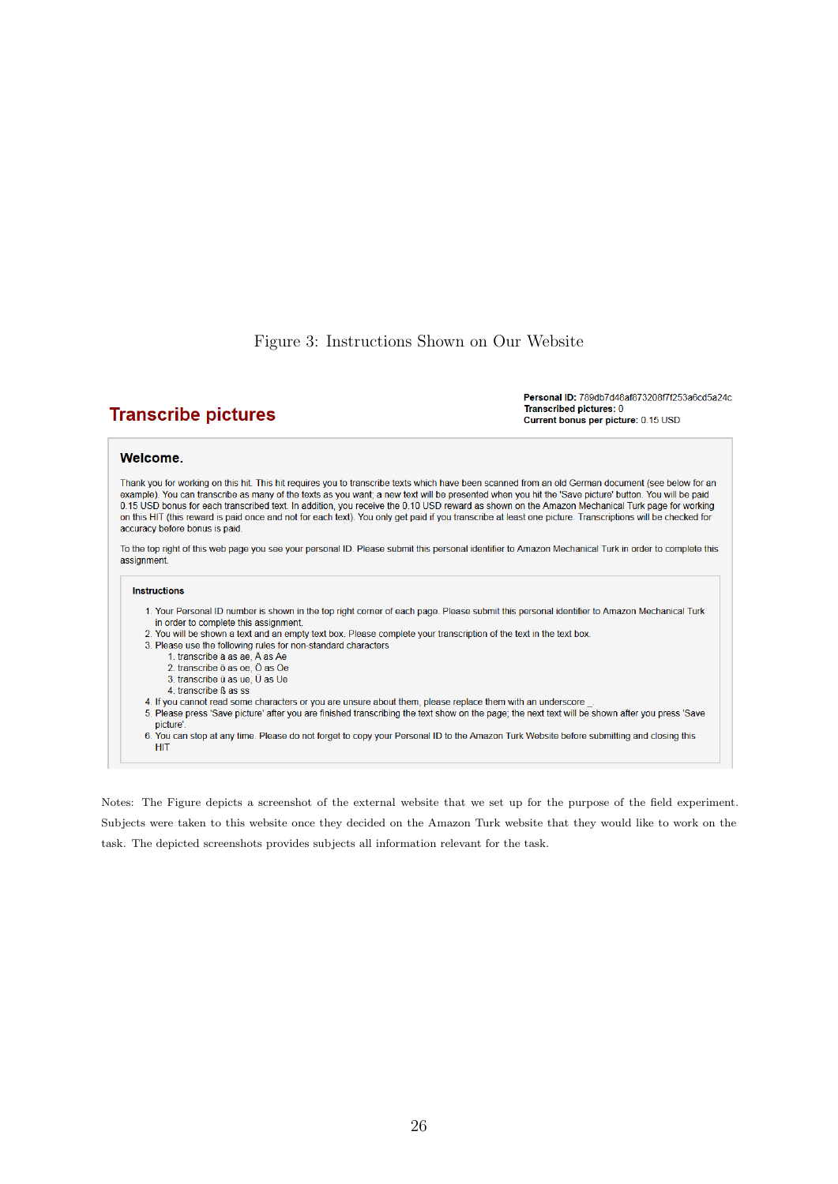Figure 3: Instructions Shown on Our Website

**Personal ID:** 789db7d48af873208f7f253a6cd5a24c
**Transcribed pictures:** 0
**Current bonus per picture:** 0.15 USD

## Transcribe pictures

### Welcome.

Thank you for working on this hit. This hit requires you to transcribe texts which have been scanned from an old German document (see below for an example). You can transcribe as many of the texts as you want; a new text will be presented when you hit the 'Save picture' button. You will be paid 0.15 USD bonus for each transcribed text. In addition, you receive the 0.10 USD reward as shown on the Amazon Mechanical Turk page for working on this HIT (this reward is paid once and not for each text). You only get paid if you transcribe at least one picture. Transcriptions will be checked for accuracy before bonus is paid.

To the top right of this web page you see your personal ID. Please submit this personal identifier to Amazon Mechanical Turk in order to complete this assignment.

**Instructions**

1. Your Personal ID number is shown in the top right corner of each page. Please submit this personal identifier to Amazon Mechanical Turk in order to complete this assignment.
2. You will be shown a text and an empty text box. Please complete your transcription of the text in the text box.
3. Please use the following rules for non-standard characters
   1. transcribe ä as ae, Ä as Ae
   2. transcribe ö as oe, Ö as Oe
   3. transcribe ü as ue, Ü as Ue
   4. transcribe ß as ss
4. If you cannot read some characters or you are unsure about them, please replace them with an underscore _.
5. Please press 'Save picture' after you are finished transcribing the text show on the page; the next text will be shown after you press 'Save picture'.
6. You can stop at any time. Please do not forget to copy your Personal ID to the Amazon Turk Website before submitting and closing this HIT

Notes: The Figure depicts a screenshot of the external website that we set up for the purpose of the field experiment. Subjects were taken to this website once they decided on the Amazon Turk website that they would like to work on the task. The depicted screenshots provides subjects all information relevant for the task.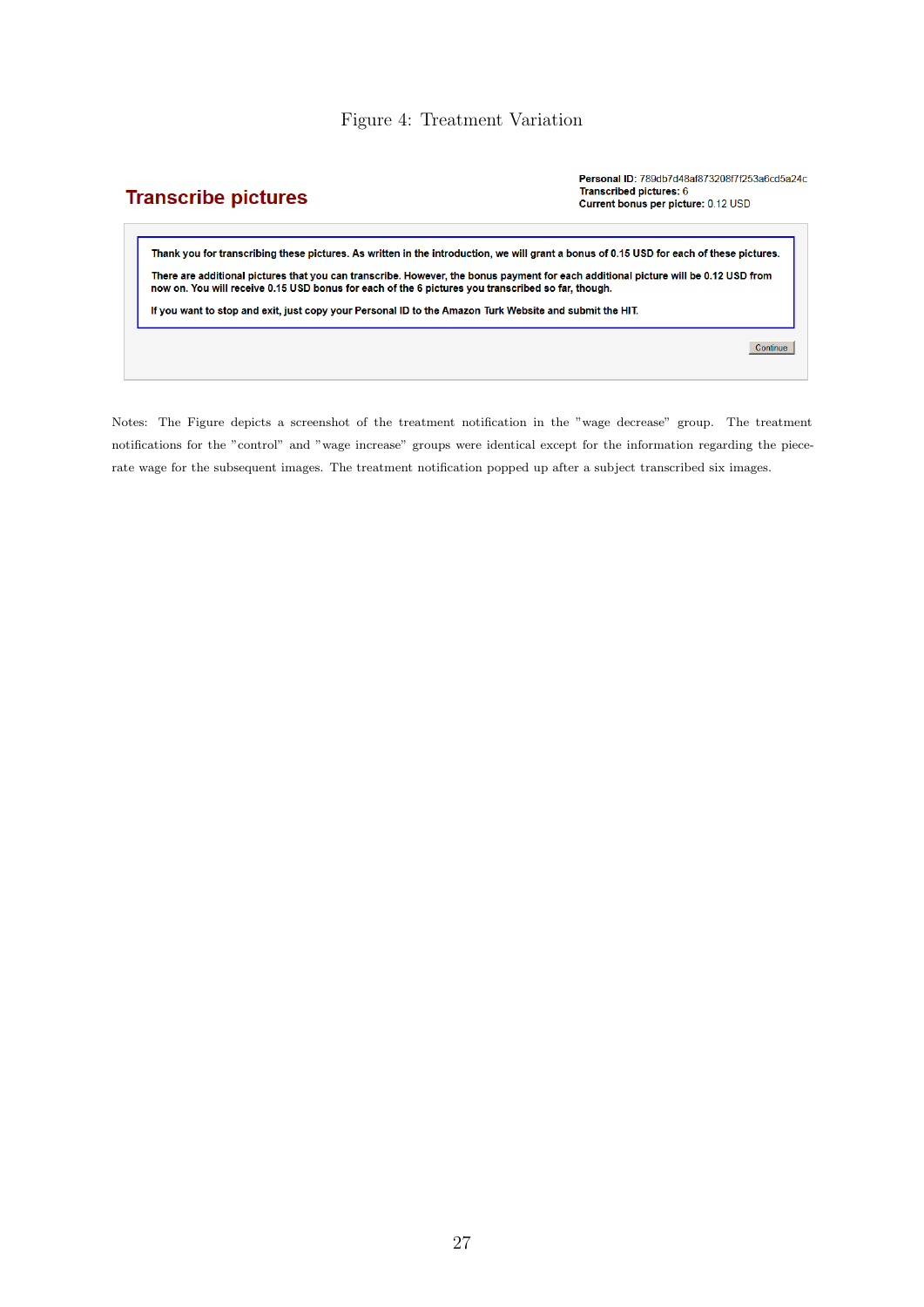Figure 4: Treatment Variation

**Transcribe pictures**

**Personal ID:** 789db7d48af873208f7f253a6cd5a24c
**Transcribed pictures:** 6
**Current bonus per picture:** 0.12 USD

**Thank you for transcribing these pictures. As written in the introduction, we will grant a bonus of 0.15 USD for each of these pictures.**

**There are additional pictures that you can transcribe. However, the bonus payment for each additional picture will be 0.12 USD from now on. You will receive 0.15 USD bonus for each of the 6 pictures you transcribed so far, though.**

**If you want to stop and exit, just copy your Personal ID to the Amazon Turk Website and submit the HIT.**

Continue

Notes: The Figure depicts a screenshot of the treatment notification in the "wage decrease" group. The treatment notifications for the "control" and "wage increase" groups were identical except for the information regarding the piece-rate wage for the subsequent images. The treatment notification popped up after a subject transcribed six images.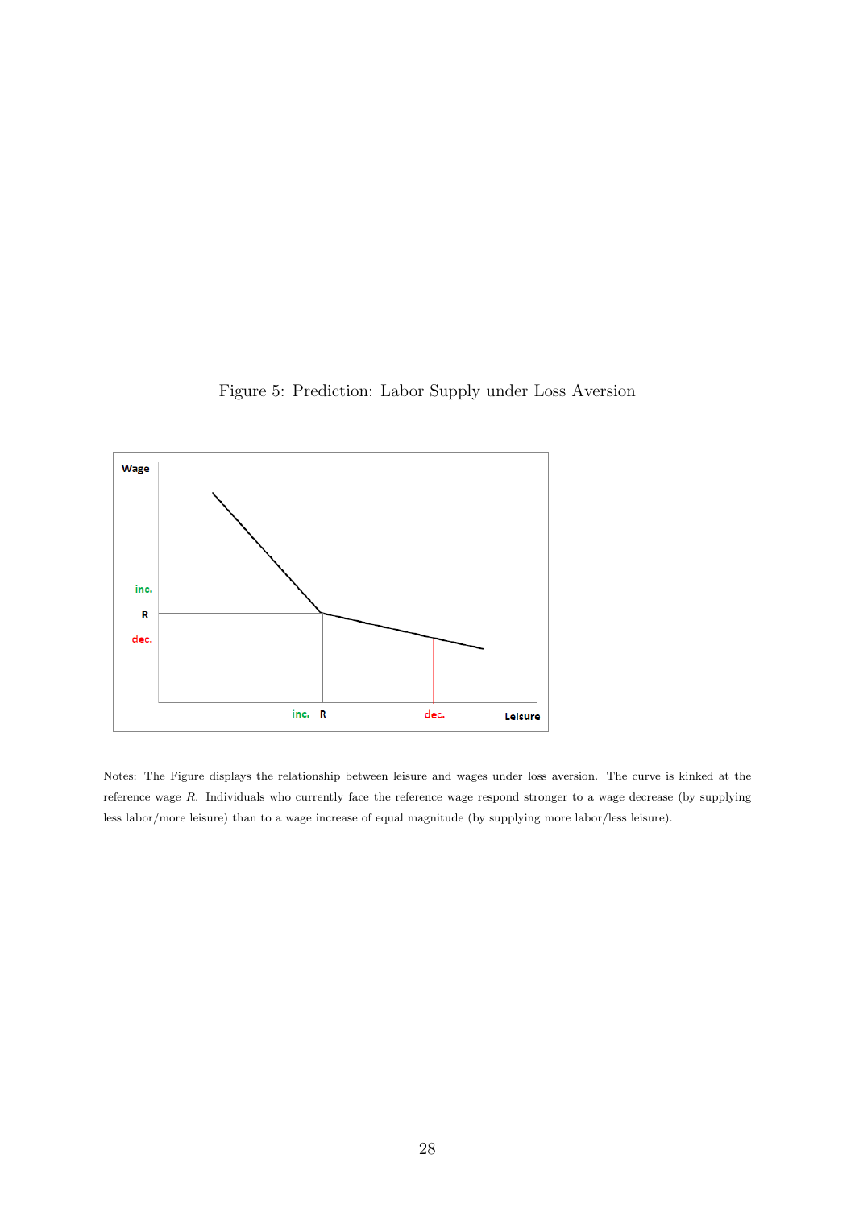Figure 5: Prediction: Labor Supply under Loss Aversion

Notes: The Figure displays the relationship between leisure and wages under loss aversion. The curve is kinked at the reference wage $R$. Individuals who currently face the reference wage respond stronger to a wage decrease (by supplying less labor/more leisure) than to a wage increase of equal magnitude (by supplying more labor/less leisure).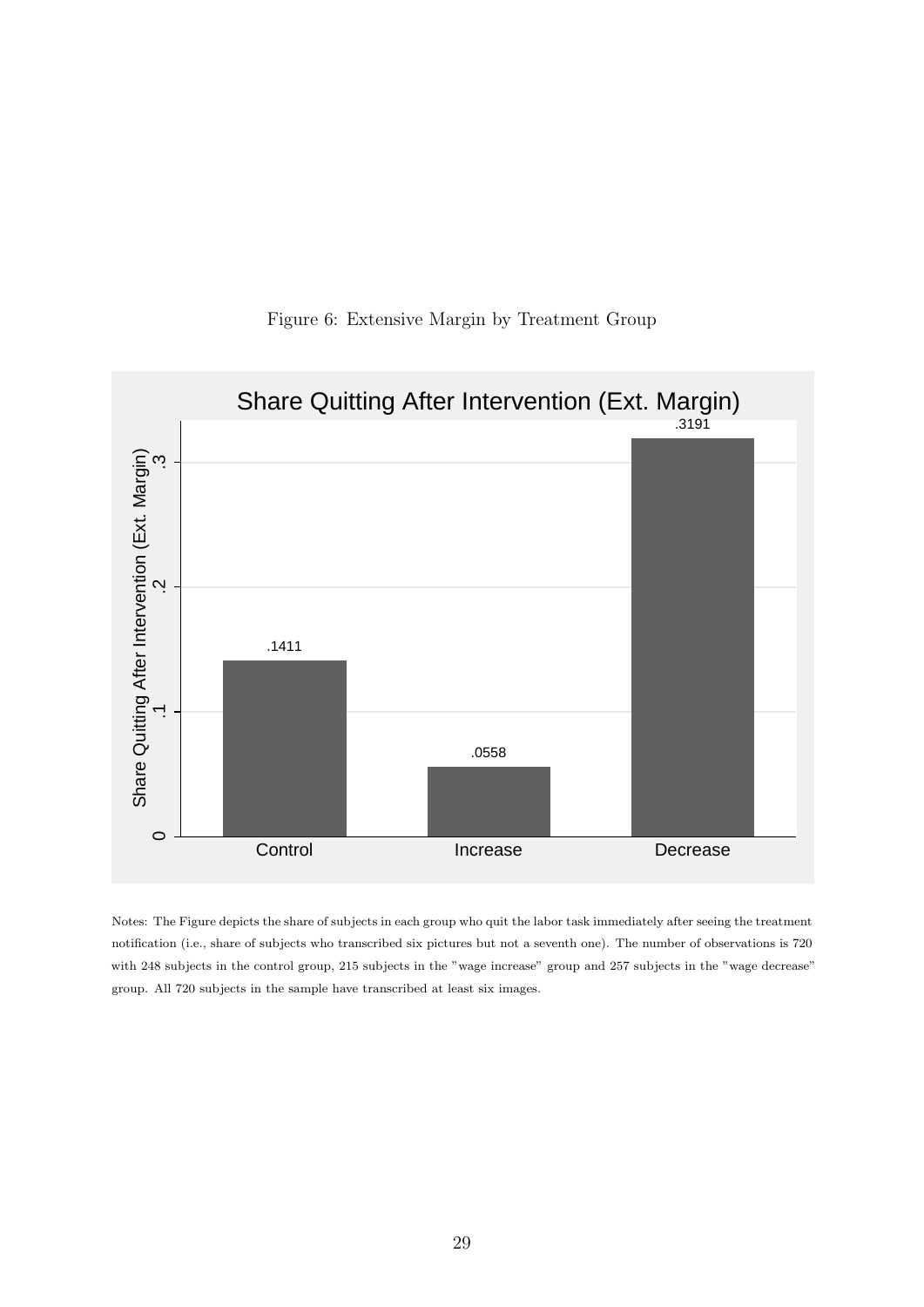Figure 6: Extensive Margin by Treatment Group

Notes: The Figure depicts the share of subjects in each group who quit the labor task immediately after seeing the treatment notification (i.e., share of subjects who transcribed six pictures but not a seventh one). The number of observations is 720 with 248 subjects in the control group, 215 subjects in the "wage increase" group and 257 subjects in the "wage decrease" group. All 720 subjects in the sample have transcribed at least six images.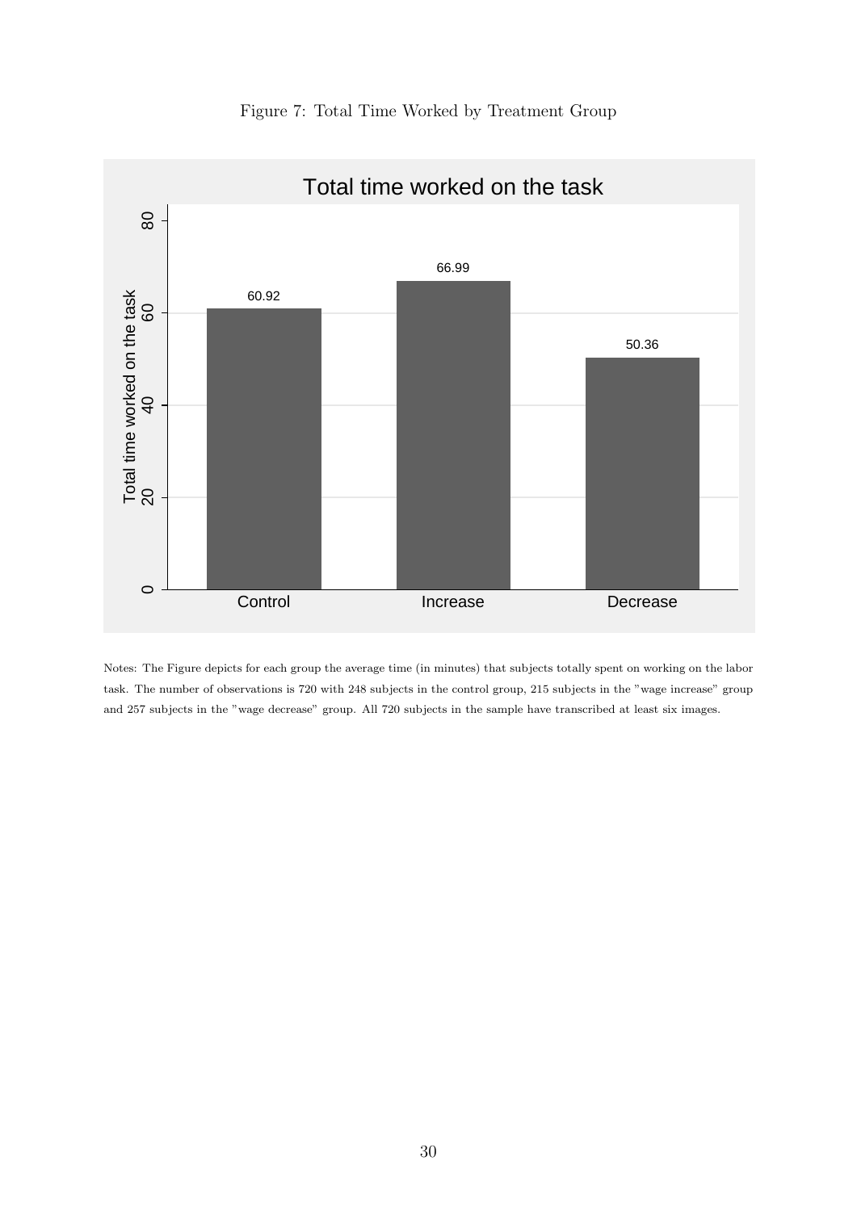Figure 7: Total Time Worked by Treatment Group

Notes: The Figure depicts for each group the average time (in minutes) that subjects totally spent on working on the labor task. The number of observations is 720 with 248 subjects in the control group, 215 subjects in the "wage increase" group and 257 subjects in the "wage decrease" group. All 720 subjects in the sample have transcribed at least six images.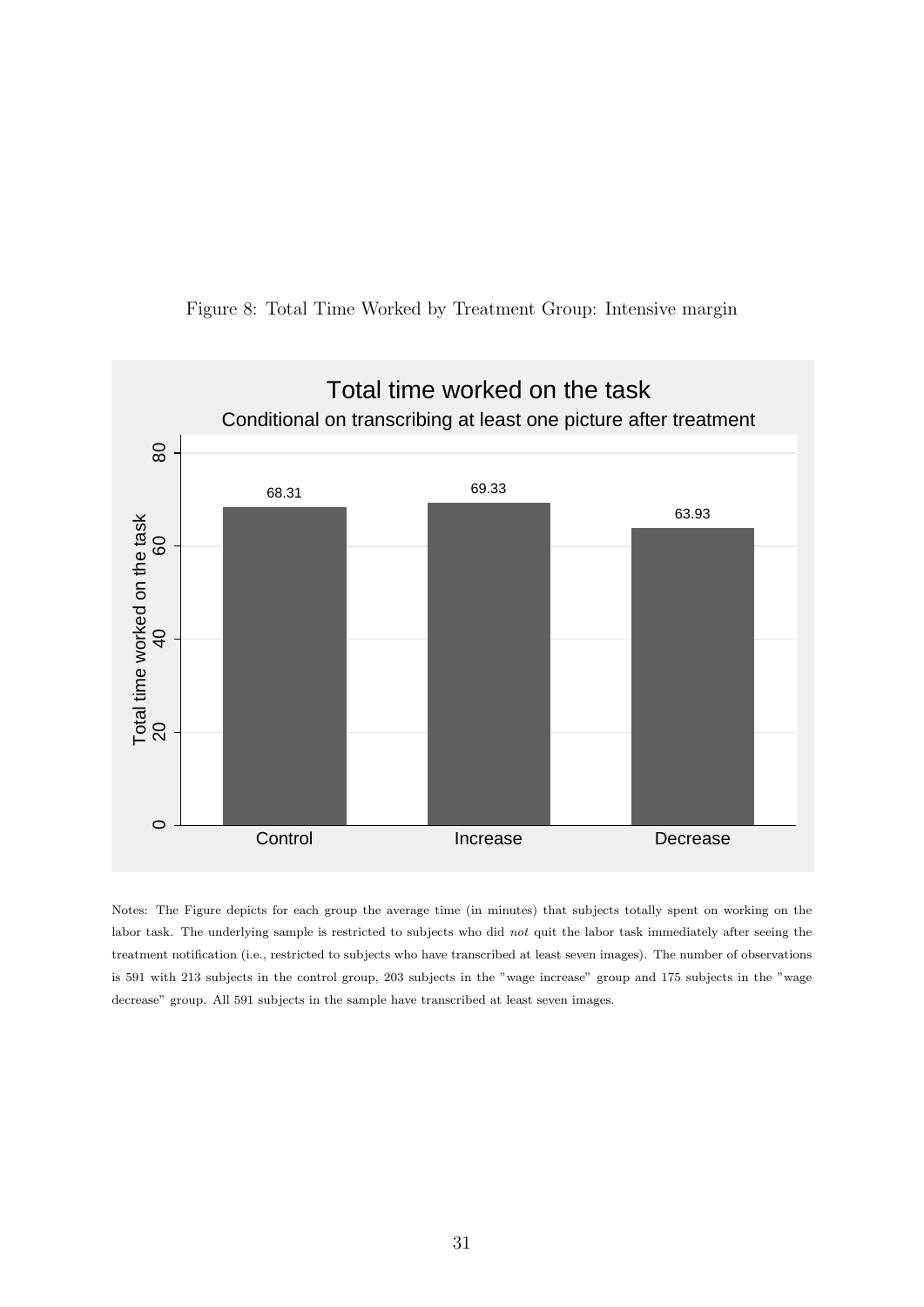Figure 8: Total Time Worked by Treatment Group: Intensive margin

Notes: The Figure depicts for each group the average time (in minutes) that subjects totally spent on working on the labor task. The underlying sample is restricted to subjects who did *not* quit the labor task immediately after seeing the treatment notification (i.e., restricted to subjects who have transcribed at least seven images). The number of observations is 591 with 213 subjects in the control group, 203 subjects in the "wage increase" group and 175 subjects in the "wage decrease" group. All 591 subjects in the sample have transcribed at least seven images.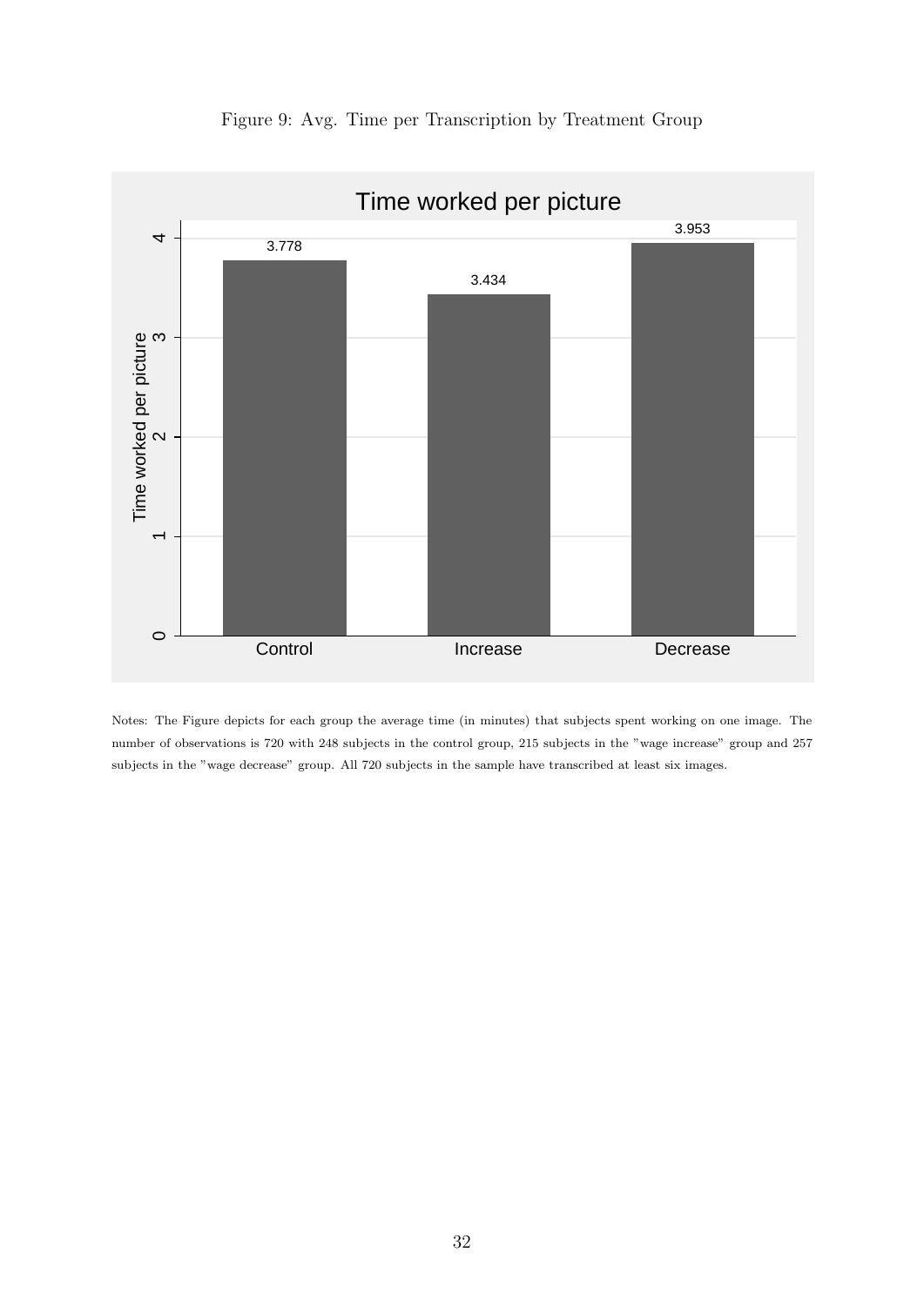Figure 9: Avg. Time per Transcription by Treatment Group

Notes: The Figure depicts for each group the average time (in minutes) that subjects spent working on one image. The number of observations is 720 with 248 subjects in the control group, 215 subjects in the "wage increase" group and 257 subjects in the "wage decrease" group. All 720 subjects in the sample have transcribed at least six images.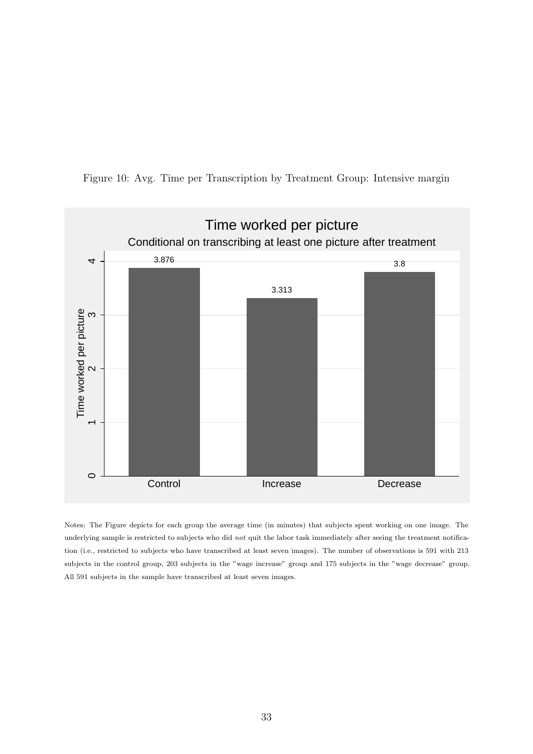Figure 10: Avg. Time per Transcription by Treatment Group: Intensive margin

Notes: The Figure depicts for each group the average time (in minutes) that subjects spent working on one image. The underlying sample is restricted to subjects who did *not* quit the labor task immediately after seeing the treatment notification (i.e., restricted to subjects who have transcribed at least seven images). The number of observations is 591 with 213 subjects in the control group, 203 subjects in the "wage increase" group and 175 subjects in the "wage decrease" group. All 591 subjects in the sample have transcribed at least seven images.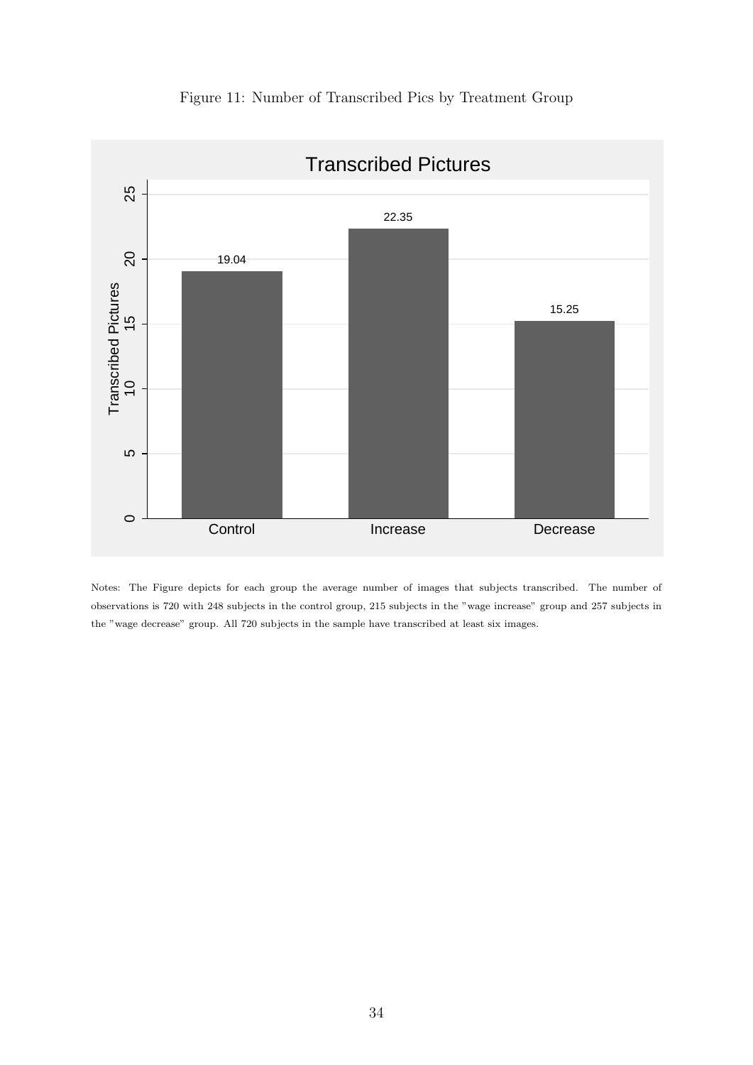Figure 11: Number of Transcribed Pics by Treatment Group

| Group | Transcribed Pictures |
| --- | --- |
| Control | 19.04 |
| Increase | 22.35 |
| Decrease | 15.25 |

Notes: The Figure depicts for each group the average number of images that subjects transcribed. The number of observations is 720 with 248 subjects in the control group, 215 subjects in the "wage increase" group and 257 subjects in the "wage decrease" group. All 720 subjects in the sample have transcribed at least six images.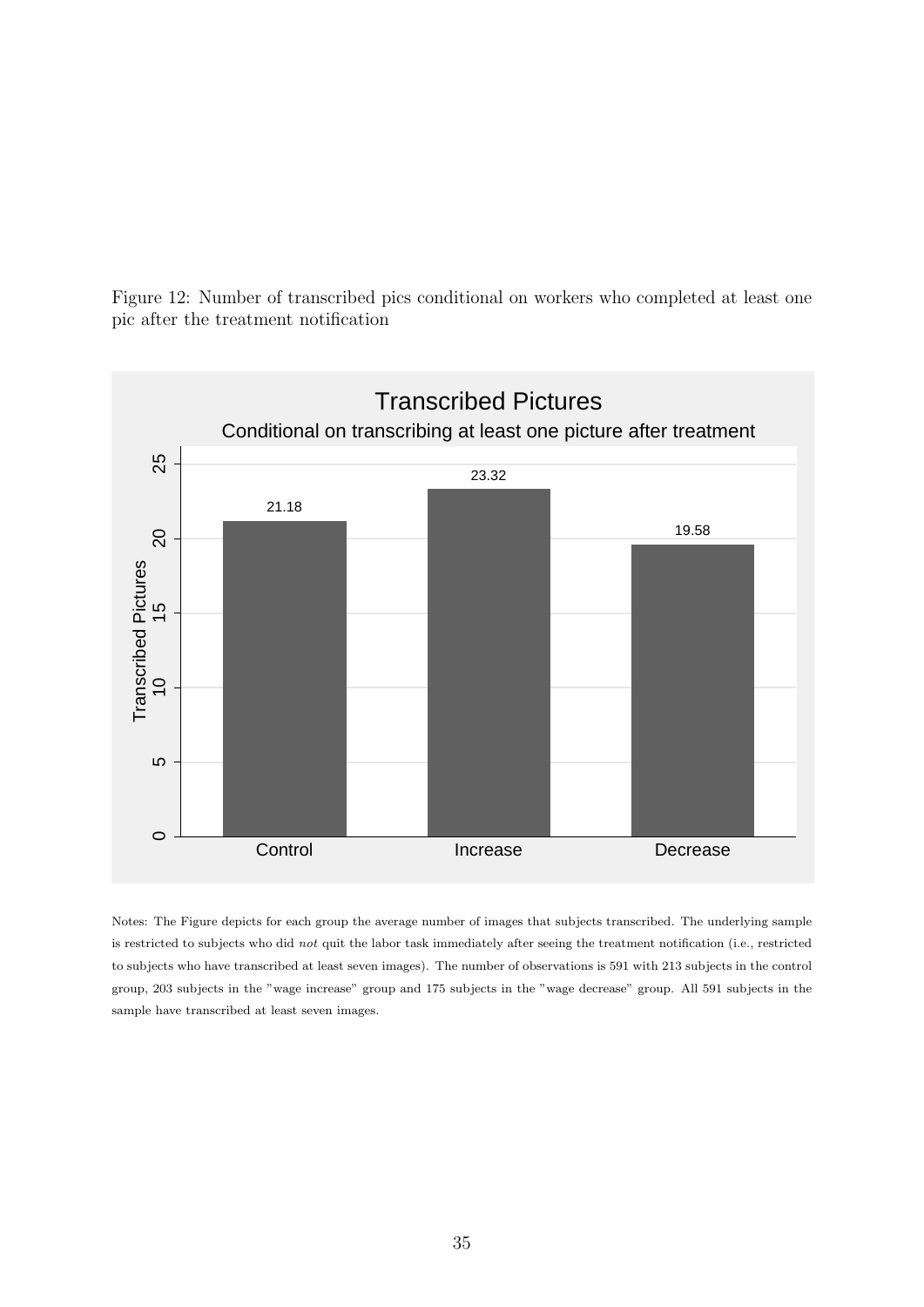Figure 12: Number of transcribed pics conditional on workers who completed at least one pic after the treatment notification

Notes: The Figure depicts for each group the average number of images that subjects transcribed. The underlying sample is restricted to subjects who did *not* quit the labor task immediately after seeing the treatment notification (i.e., restricted to subjects who have transcribed at least seven images). The number of observations is 591 with 213 subjects in the control group, 203 subjects in the "wage increase" group and 175 subjects in the "wage decrease" group. All 591 subjects in the sample have transcribed at least seven images.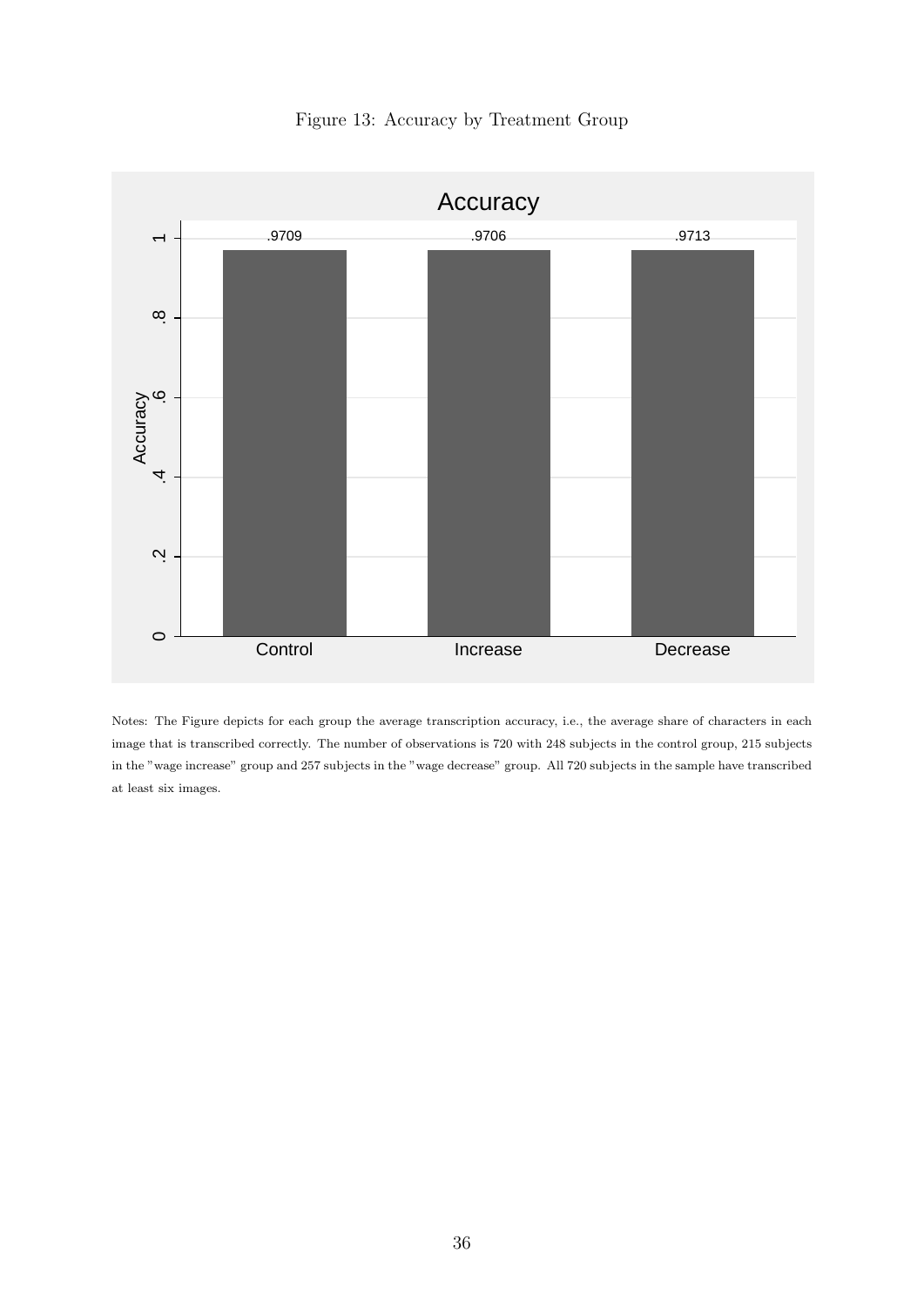Figure 13: Accuracy by Treatment Group

Notes: The Figure depicts for each group the average transcription accuracy, i.e., the average share of characters in each image that is transcribed correctly. The number of observations is 720 with 248 subjects in the control group, 215 subjects in the "wage increase" group and 257 subjects in the "wage decrease" group. All 720 subjects in the sample have transcribed at least six images.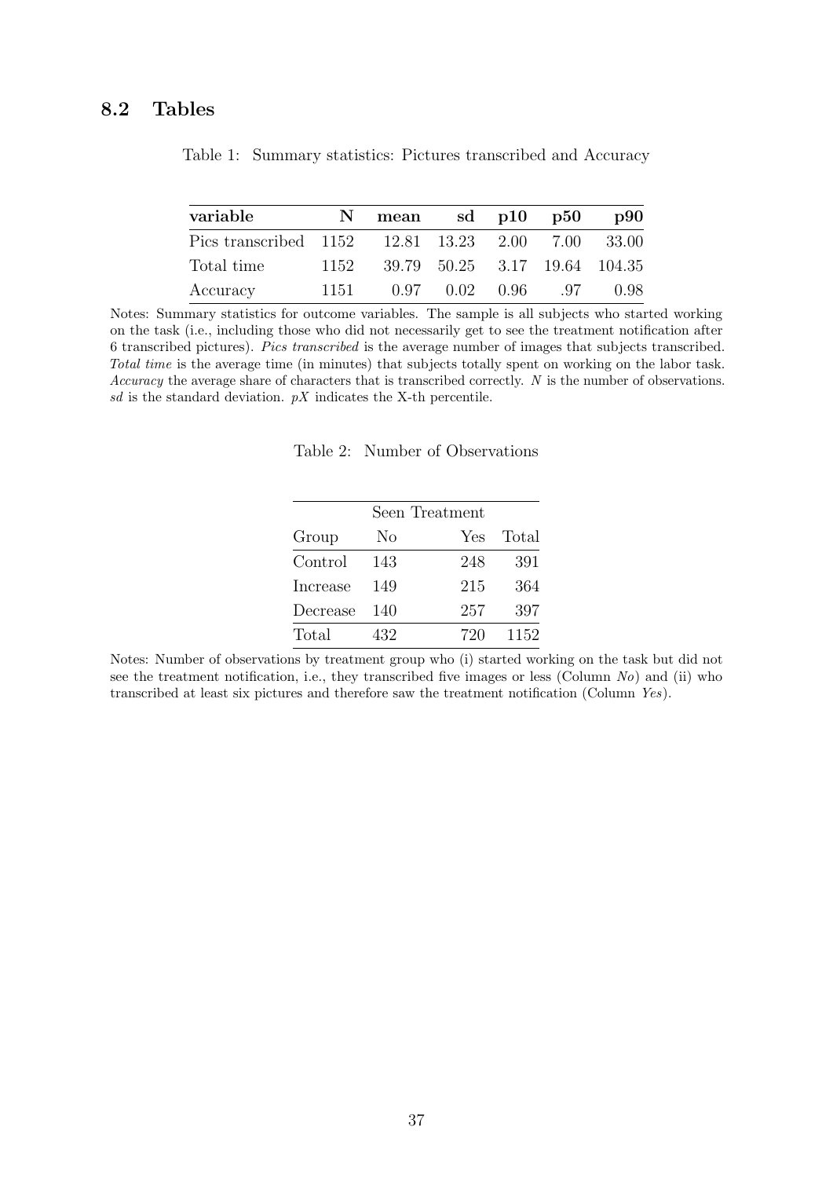## 8.2 Tables

Table 1: Summary statistics: Pictures transcribed and Accuracy

| **variable** | **N** | **mean** | **sd** | **p10** | **p50** | **p90** |
|---|---|---|---|---|---|---|
| Pics transcribed | 1152 | 12.81 | 13.23 | 2.00 | 7.00 | 33.00 |
| Total time | 1152 | 39.79 | 50.25 | 3.17 | 19.64 | 104.35 |
| Accuracy | 1151 | 0.97 | 0.02 | 0.96 | .97 | 0.98 |

Notes: Summary statistics for outcome variables. The sample is all subjects who started working on the task (i.e., including those who did not necessarily get to see the treatment notification after 6 transcribed pictures). *Pics transcribed* is the average number of images that subjects transcribed. *Total time* is the average time (in minutes) that subjects totally spent on working on the labor task. *Accuracy* the average share of characters that is transcribed correctly. *N* is the number of observations. *sd* is the standard deviation. *pX* indicates the X-th percentile.

Table 2: Number of Observations

| | Seen Treatment | | |
|---|---|---|---|
| Group | No | Yes | Total |
| Control | 143 | 248 | 391 |
| Increase | 149 | 215 | 364 |
| Decrease | 140 | 257 | 397 |
| Total | 432 | 720 | 1152 |

Notes: Number of observations by treatment group who (i) started working on the task but did not see the treatment notification, i.e., they transcribed five images or less (Column *No*) and (ii) who transcribed at least six pictures and therefore saw the treatment notification (Column *Yes*).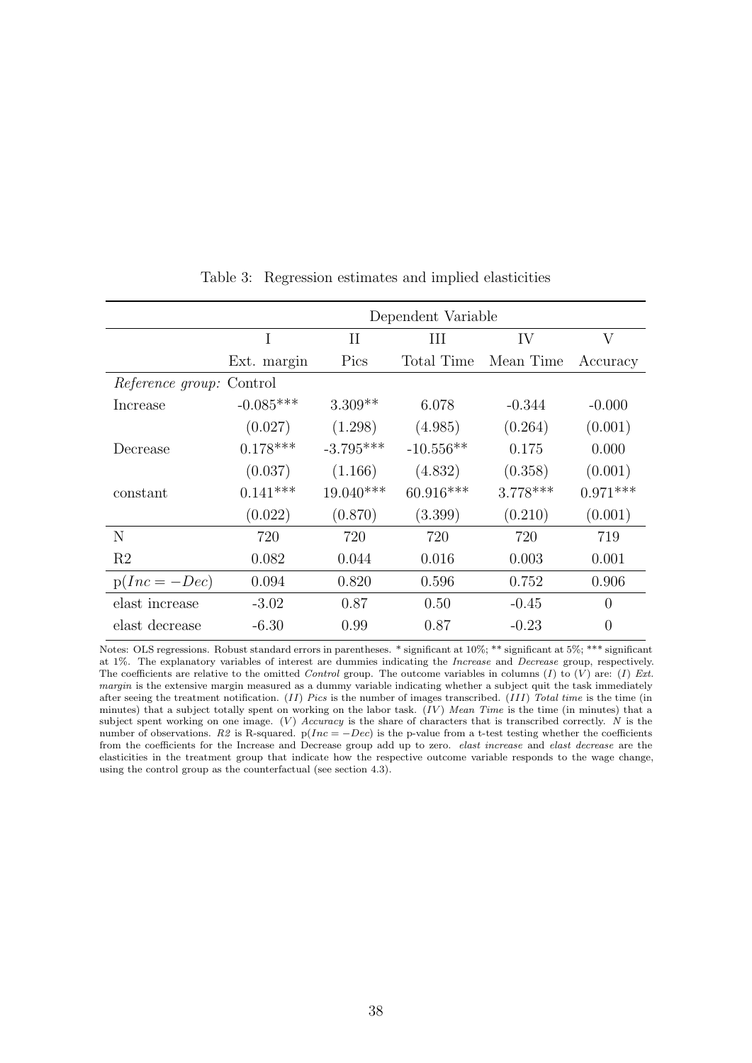Table 3: Regression estimates and implied elasticities

| | Dependent Variable | | | | |
|---|---|---|---|---|---|
| | I | II | III | IV | V |
| | Ext. margin | Pics | Total Time | Mean Time | Accuracy |
| *Reference group:* Control | | | | | |
| Increase | -0.085*** | 3.309** | 6.078 | -0.344 | -0.000 |
| | (0.027) | (1.298) | (4.985) | (0.264) | (0.001) |
| Decrease | 0.178*** | -3.795*** | -10.556** | 0.175 | 0.000 |
| | (0.037) | (1.166) | (4.832) | (0.358) | (0.001) |
| constant | 0.141*** | 19.040*** | 60.916*** | 3.778*** | 0.971*** |
| | (0.022) | (0.870) | (3.399) | (0.210) | (0.001) |
| N | 720 | 720 | 720 | 720 | 719 |
| R2 | 0.082 | 0.044 | 0.016 | 0.003 | 0.001 |
| p($Inc = -Dec$) | 0.094 | 0.820 | 0.596 | 0.752 | 0.906 |
| elast increase | -3.02 | 0.87 | 0.50 | -0.45 | 0 |
| elast decrease | -6.30 | 0.99 | 0.87 | -0.23 | 0 |

Notes: OLS regressions. Robust standard errors in parentheses. * significant at 10%; ** significant at 5%; *** significant at 1%. The explanatory variables of interest are dummies indicating the *Increase* and *Decrease* group, respectively. The coefficients are relative to the omitted *Control* group. The outcome variables in columns ($I$) to ($V$) are: ($I$) *Ext. margin* is the extensive margin measured as a dummy variable indicating whether a subject quit the task immediately after seeing the treatment notification. ($II$) *Pics* is the number of images transcribed. ($III$) *Total time* is the time (in minutes) that a subject totally spent on working on the labor task. ($IV$) *Mean Time* is the time (in minutes) that a subject spent working on one image. ($V$) *Accuracy* is the share of characters that is transcribed correctly. $N$ is the number of observations. *R2* is R-squared. p($Inc = -Dec$) is the p-value from a t-test testing whether the coefficients from the coefficients for the Increase and Decrease group add up to zero. *elast increase* and *elast decrease* are the elasticities in the treatment group that indicate how the respective outcome variable responds to the wage change, using the control group as the counterfactual (see section 4.3).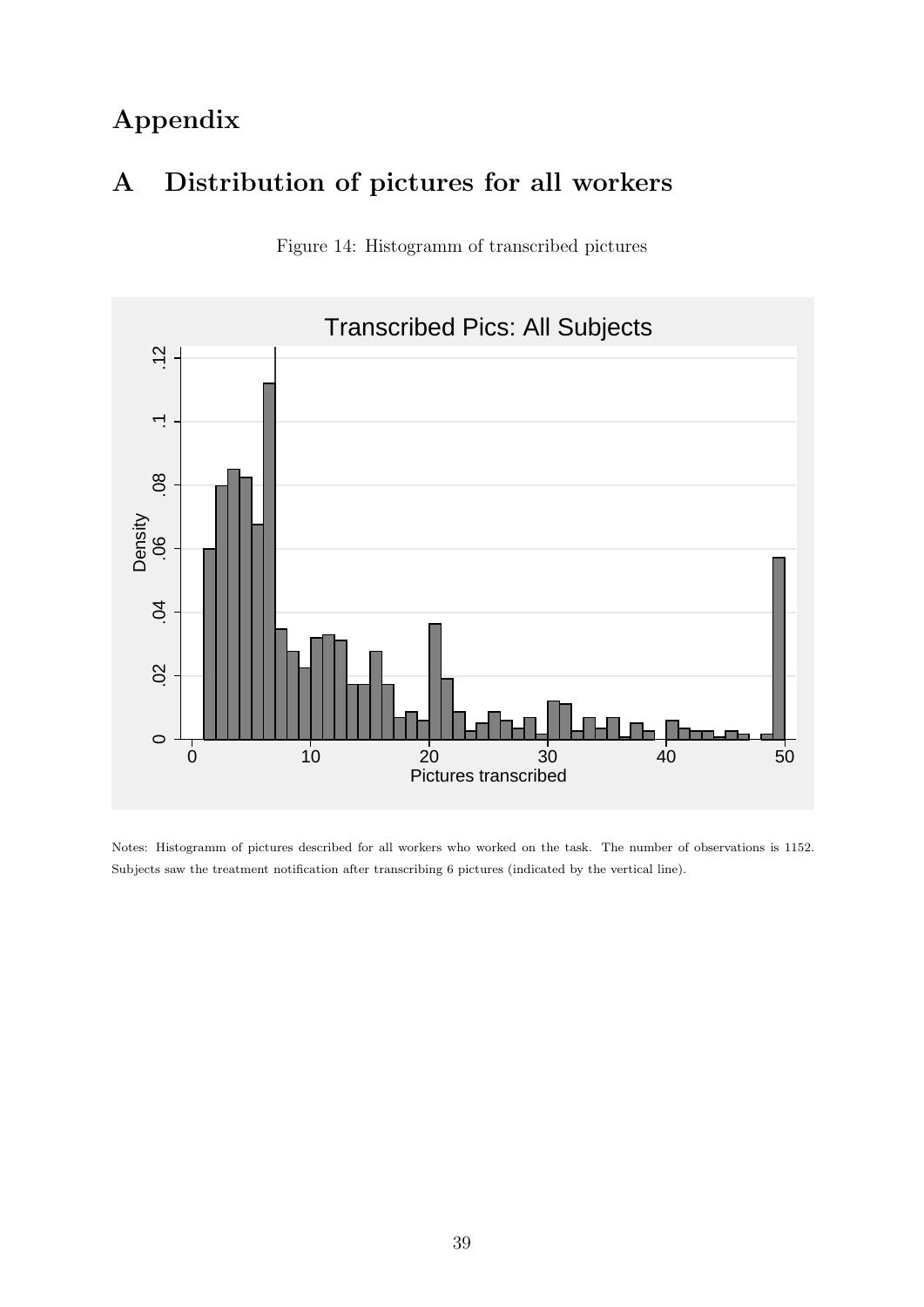# Appendix

## A Distribution of pictures for all workers

Figure 14: Histogramm of transcribed pictures

Notes: Histogramm of pictures described for all workers who worked on the task. The number of observations is 1152. Subjects saw the treatment notification after transcribing 6 pictures (indicated by the vertical line).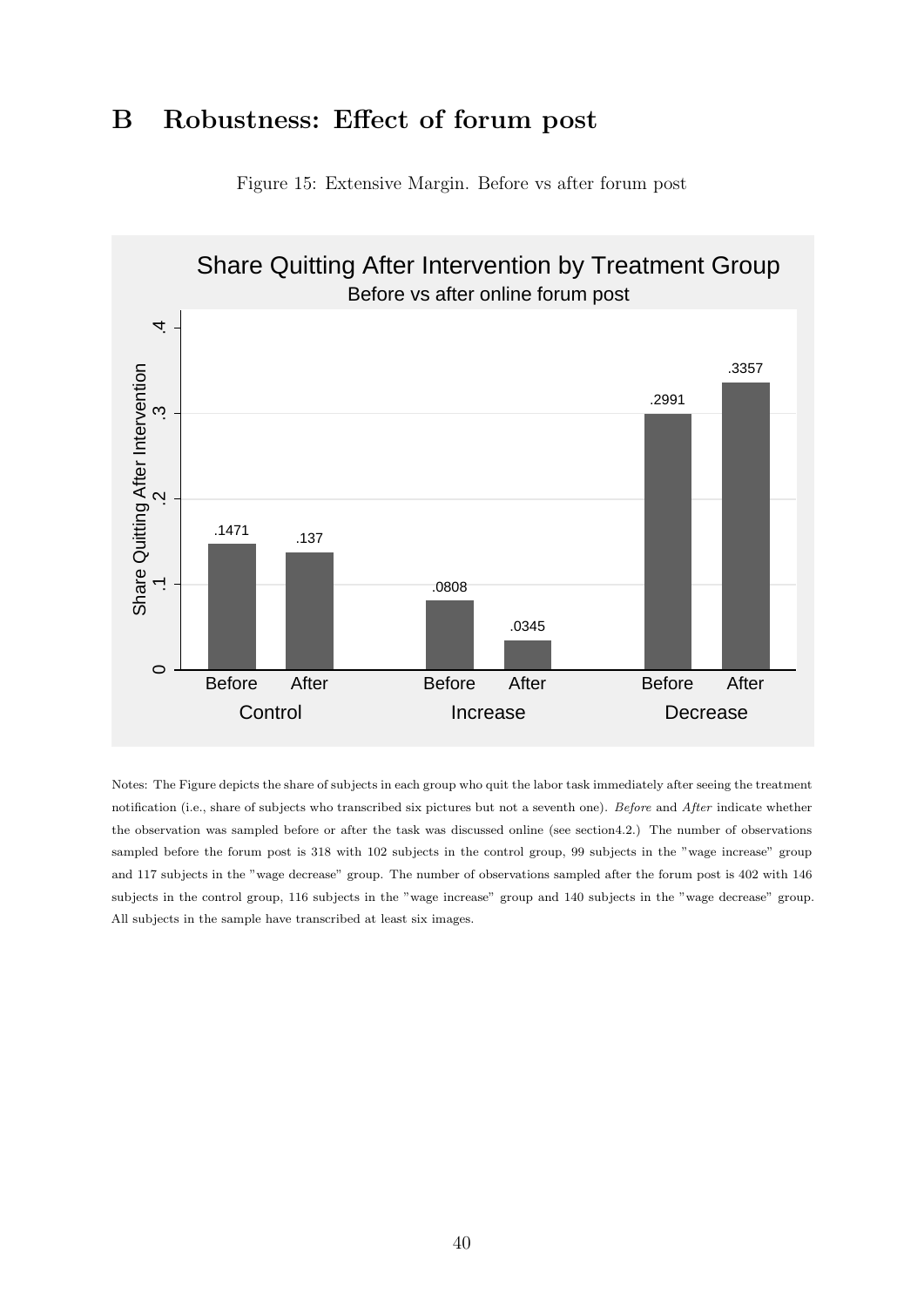# B Robustness: Effect of forum post

Figure 15: Extensive Margin. Before vs after forum post

Notes: The Figure depicts the share of subjects in each group who quit the labor task immediately after seeing the treatment notification (i.e., share of subjects who transcribed six pictures but not a seventh one). *Before* and *After* indicate whether the observation was sampled before or after the task was discussed online (see section4.2.) The number of observations sampled before the forum post is 318 with 102 subjects in the control group, 99 subjects in the "wage increase" group and 117 subjects in the "wage decrease" group. The number of observations sampled after the forum post is 402 with 146 subjects in the control group, 116 subjects in the "wage increase" group and 140 subjects in the "wage decrease" group. All subjects in the sample have transcribed at least six images.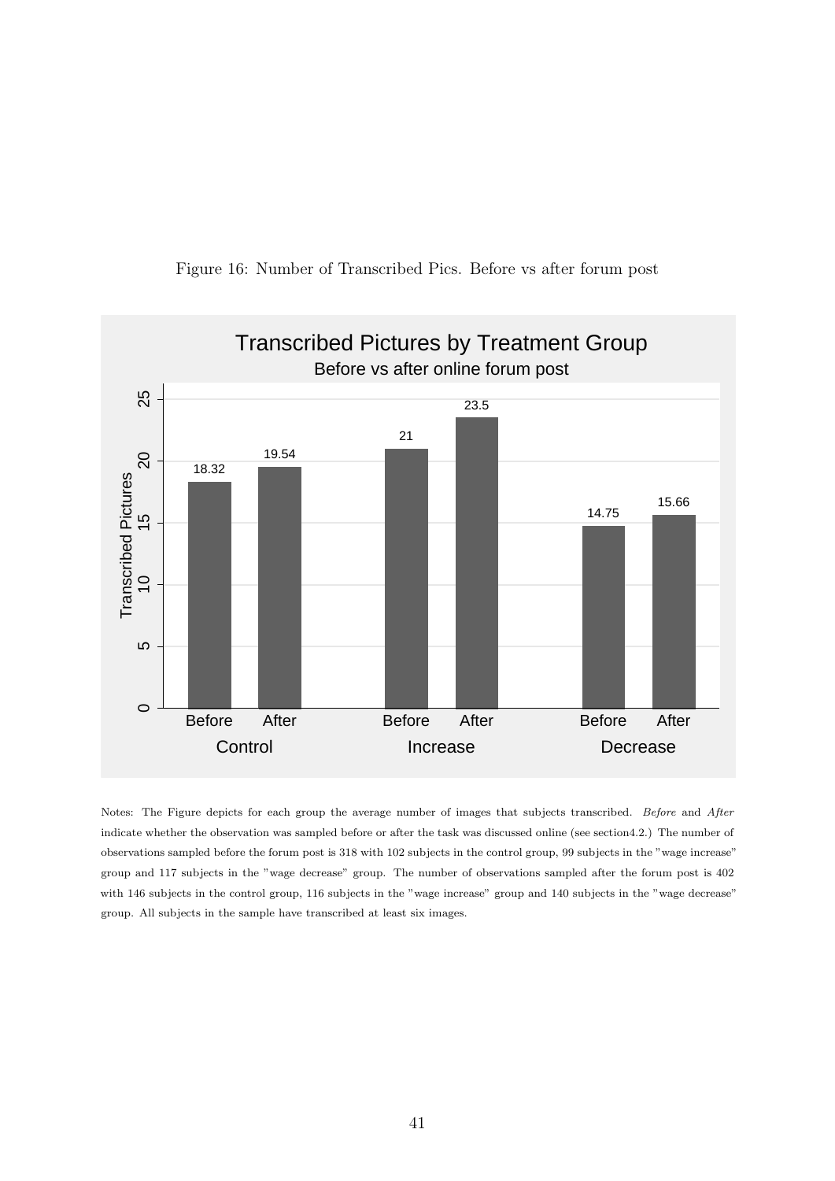Figure 16: Number of Transcribed Pics. Before vs after forum post

Notes: The Figure depicts for each group the average number of images that subjects transcribed. *Before* and *After* indicate whether the observation was sampled before or after the task was discussed online (see section4.2.) The number of observations sampled before the forum post is 318 with 102 subjects in the control group, 99 subjects in the "wage increase" group and 117 subjects in the "wage decrease" group. The number of observations sampled after the forum post is 402 with 146 subjects in the control group, 116 subjects in the "wage increase" group and 140 subjects in the "wage decrease" group. All subjects in the sample have transcribed at least six images.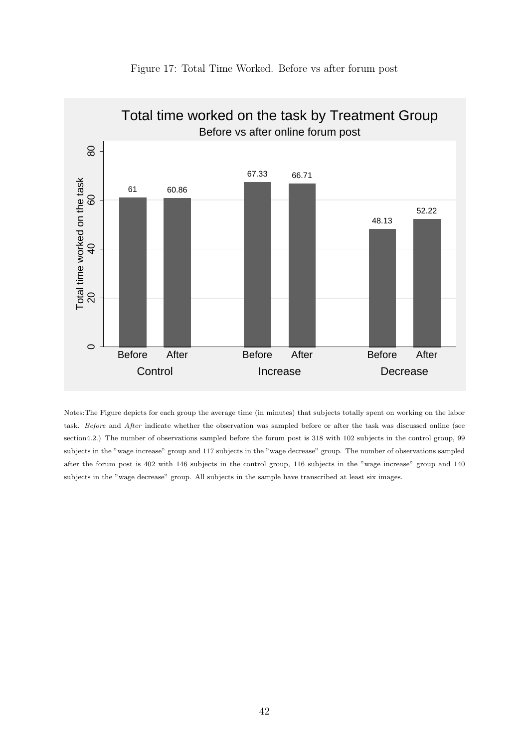Figure 17: Total Time Worked. Before vs after forum post

Notes:The Figure depicts for each group the average time (in minutes) that subjects totally spent on working on the labor task. *Before* and *After* indicate whether the observation was sampled before or after the task was discussed online (see section4.2.) The number of observations sampled before the forum post is 318 with 102 subjects in the control group, 99 subjects in the "wage increase" group and 117 subjects in the "wage decrease" group. The number of observations sampled after the forum post is 402 with 146 subjects in the control group, 116 subjects in the "wage increase" group and 140 subjects in the "wage decrease" group. All subjects in the sample have transcribed at least six images.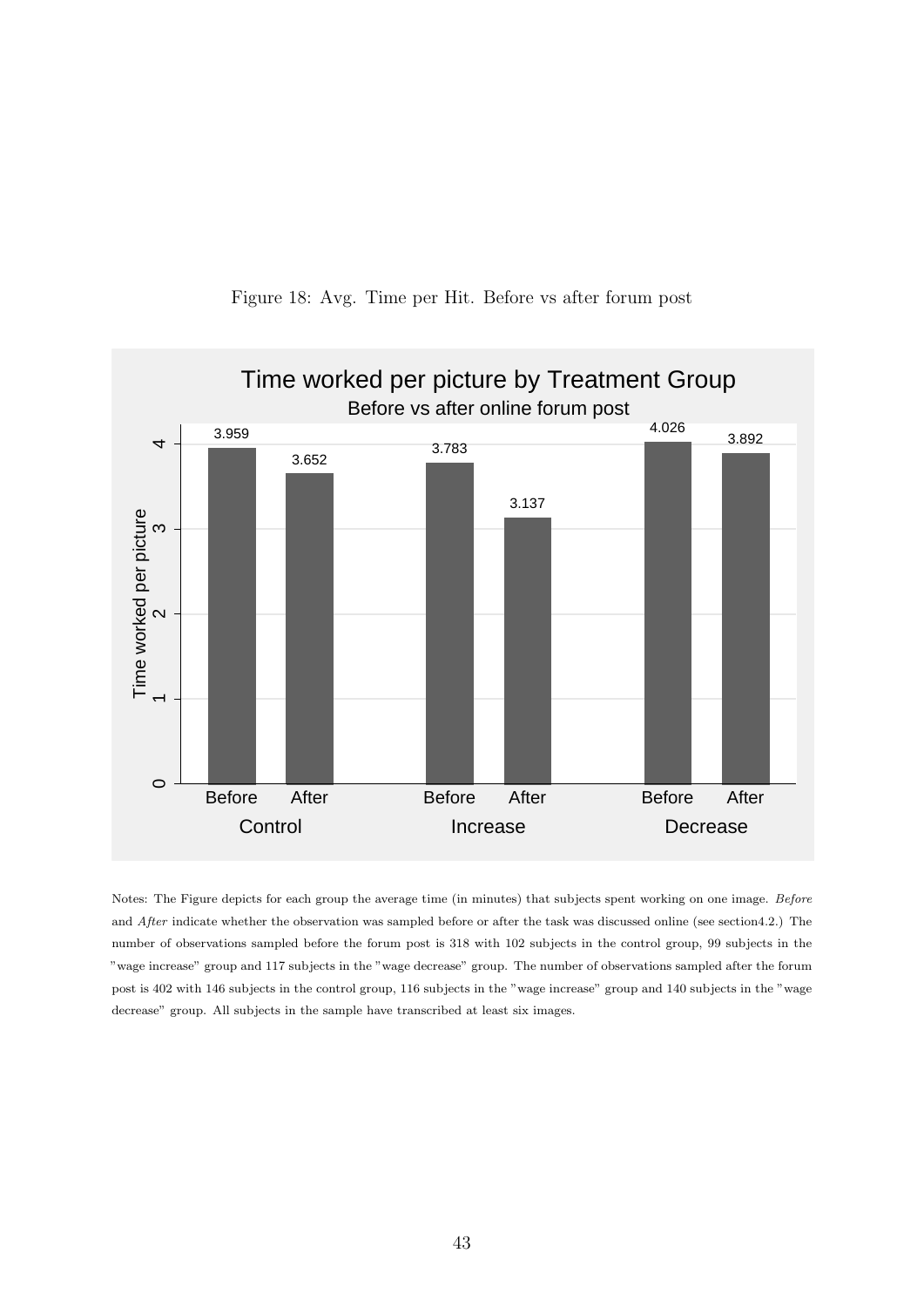Figure 18: Avg. Time per Hit. Before vs after forum post

Notes: The Figure depicts for each group the average time (in minutes) that subjects spent working on one image. *Before* and *After* indicate whether the observation was sampled before or after the task was discussed online (see section4.2.) The number of observations sampled before the forum post is 318 with 102 subjects in the control group, 99 subjects in the "wage increase" group and 117 subjects in the "wage decrease" group. The number of observations sampled after the forum post is 402 with 146 subjects in the control group, 116 subjects in the "wage increase" group and 140 subjects in the "wage decrease" group. All subjects in the sample have transcribed at least six images.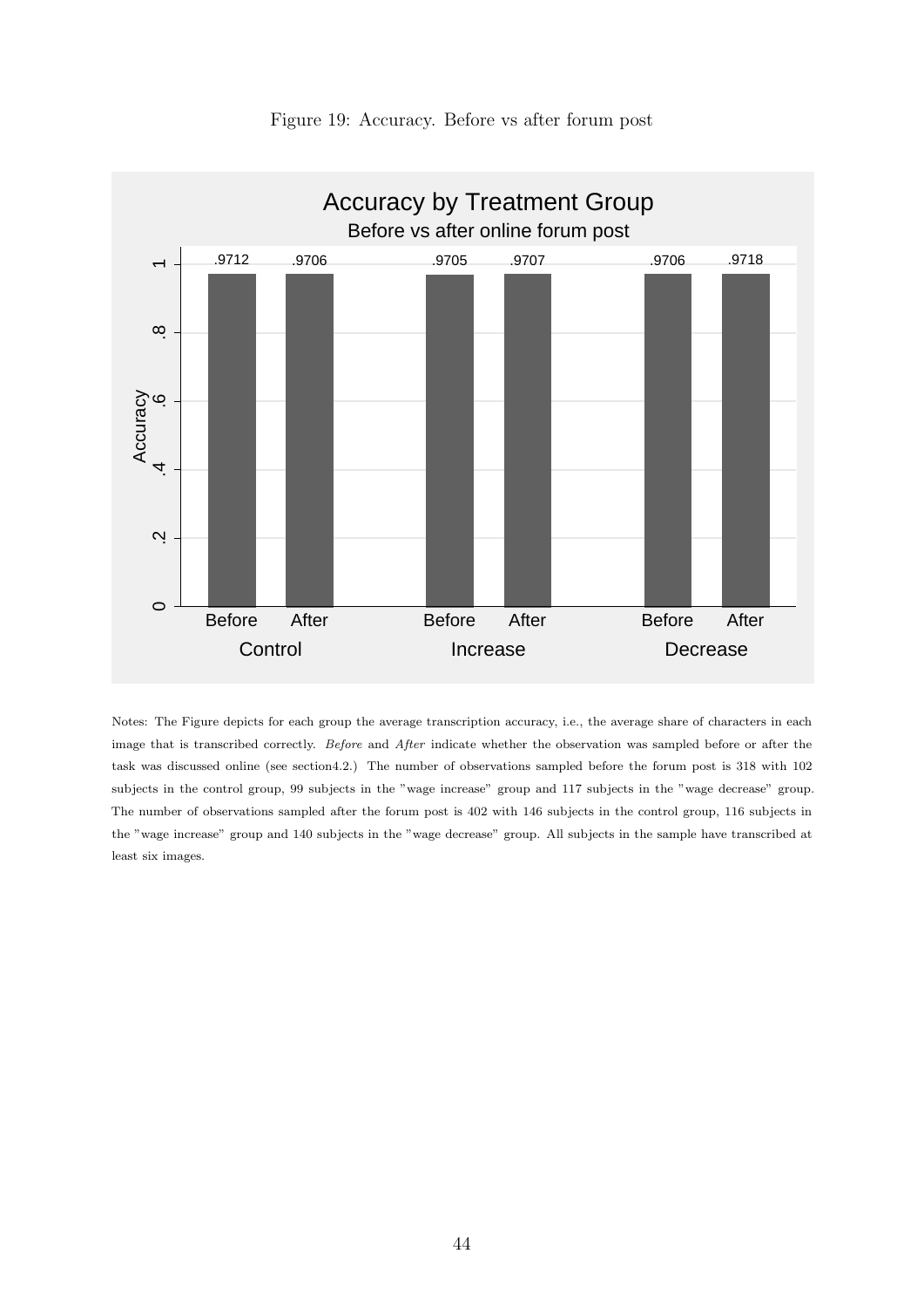Figure 19: Accuracy. Before vs after forum post

Accuracy by Treatment Group

Before vs after online forum post

Accuracy

0 .2 .4 .6 .8 1

.9712 .9706 .9705 .9707 .9706 .9718

Before After Before After Before After

Control Increase Decrease

Notes: The Figure depicts for each group the average transcription accuracy, i.e., the average share of characters in each image that is transcribed correctly. *Before* and *After* indicate whether the observation was sampled before or after the task was discussed online (see section4.2.) The number of observations sampled before the forum post is 318 with 102 subjects in the control group, 99 subjects in the "wage increase" group and 117 subjects in the "wage decrease" group. The number of observations sampled after the forum post is 402 with 146 subjects in the control group, 116 subjects in the "wage increase" group and 140 subjects in the "wage decrease" group. All subjects in the sample have transcribed at least six images.